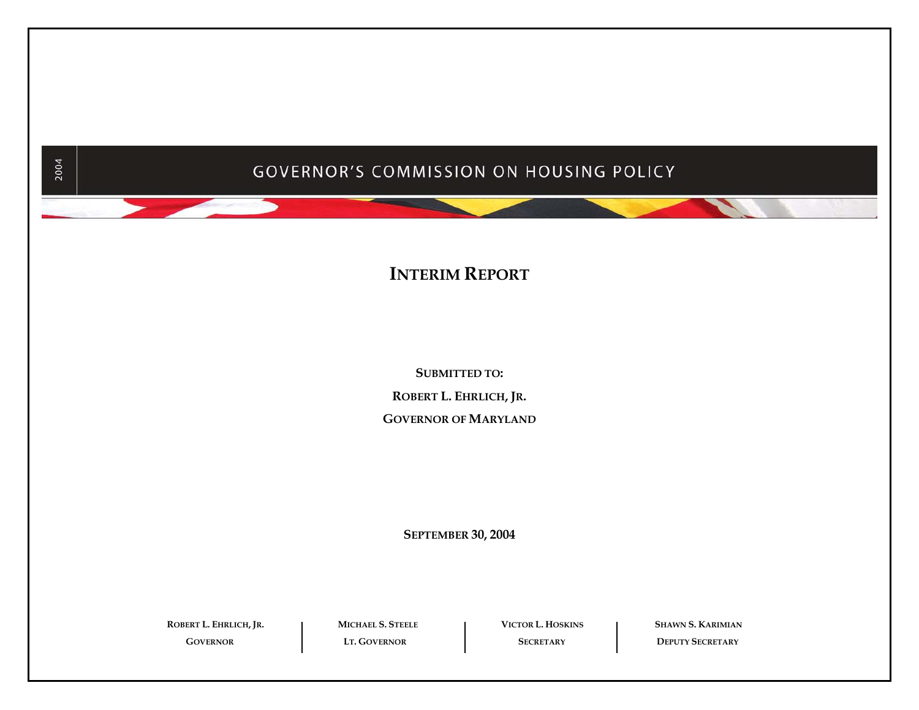2004

# GOVERNOR'S COMMISSION ON HOUSING POLICY

## INTERIM REPORT

**SUBMITTED TO:**

**ROBERT L. EHRLICH, JR.**

**GOVERNOR OF MARYLAND**

**SEPTEMBER 30, 2004**

| ROBERT L. EHRLICH, JR. | MICHAEL S. STEELE | VICTOR L. HOSKINS | SHAWN S. KARIMIAN |
|---|---|---|---|
| GOVERNOR | LT. GOVERNOR | SECRETARY | DEPUTY SECRETARY |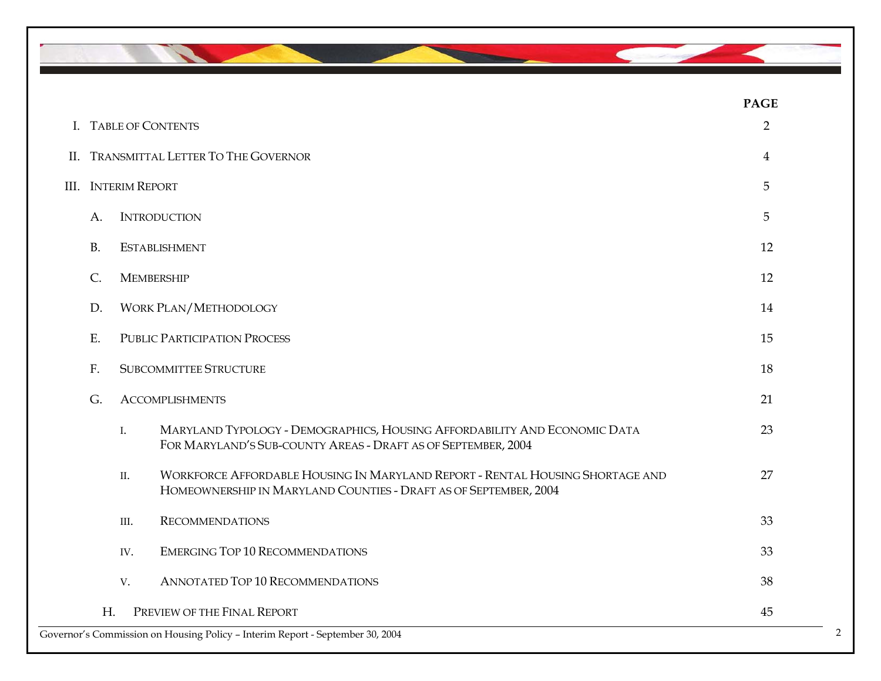| | | | PAGE |
|---|---|---|---|
| I. | Table of Contents | | 2 |
| II. | Transmittal Letter To The Governor | | 4 |
| III. | Interim Report | | 5 |
| | A. | Introduction | 5 |
| | B. | Establishment | 12 |
| | C. | Membership | 12 |
| | D. | Work Plan/Methodology | 14 |
| | E. | Public Participation Process | 15 |
| | F. | Subcommittee Structure | 18 |
| | G. | Accomplishments | 21 |
| | | I. Maryland Typology - Demographics, Housing Affordability And Economic Data For Maryland's Sub-county Areas - Draft as of September, 2004 | 23 |
| | | II. Workforce Affordable Housing In Maryland Report - Rental Housing Shortage And Homeownership In Maryland Counties - Draft as of September, 2004 | 27 |
| | | III. Recommendations | 33 |
| | | IV. Emerging Top 10 Recommendations | 33 |
| | | V. Annotated Top 10 Recommendations | 38 |
| | H. | Preview of the Final Report | 45 |

Governor's Commission on Housing Policy – Interim Report - September 30, 2004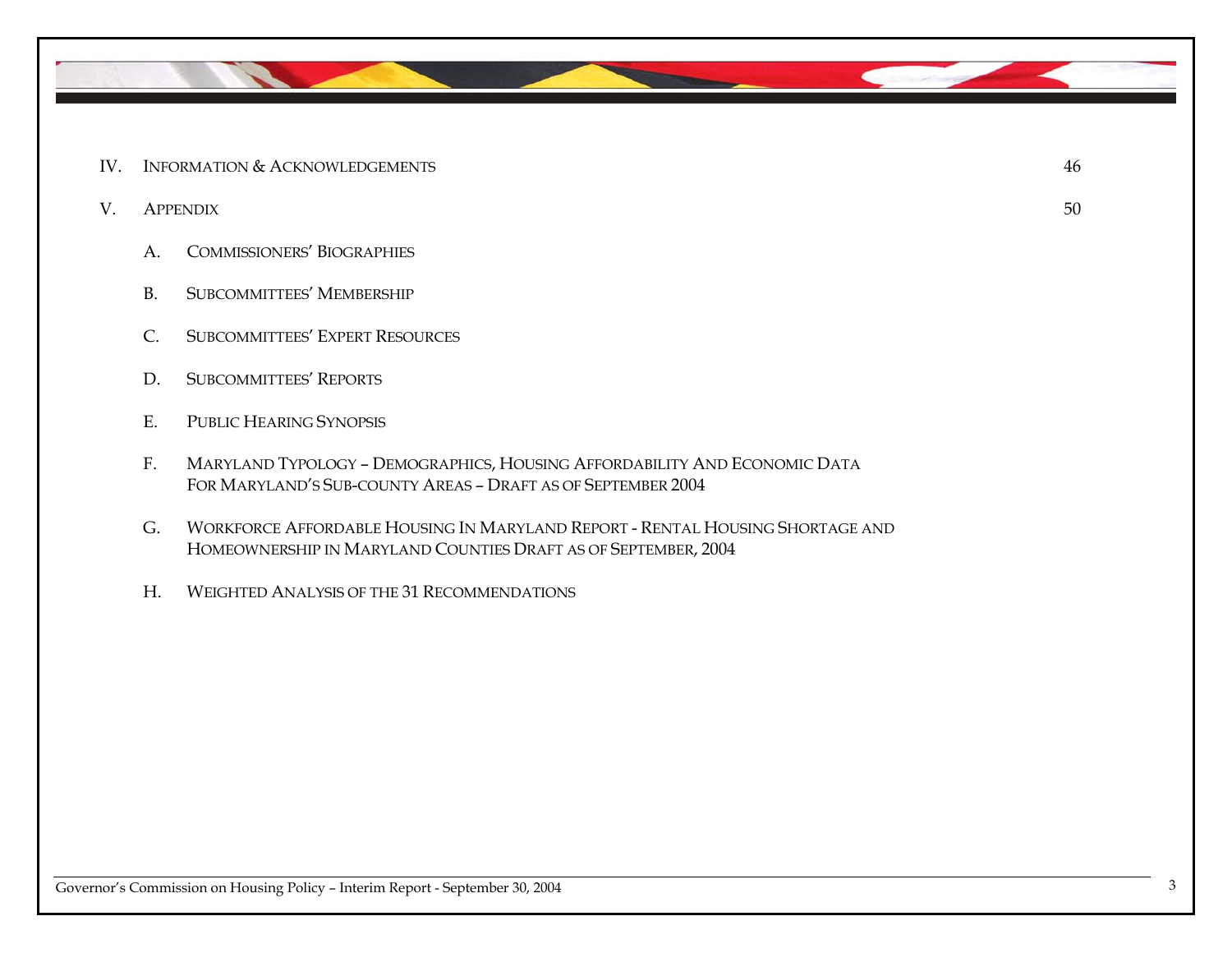IV. INFORMATION & ACKNOWLEDGEMENTS 46

V. APPENDIX 50

- A. COMMISSIONERS' BIOGRAPHIES
- B. SUBCOMMITTEES' MEMBERSHIP
- C. SUBCOMMITTEES' EXPERT RESOURCES
- D. SUBCOMMITTEES' REPORTS
- E. PUBLIC HEARING SYNOPSIS
- F. MARYLAND TYPOLOGY – DEMOGRAPHICS, HOUSING AFFORDABILITY AND ECONOMIC DATA FOR MARYLAND'S SUB-COUNTY AREAS – DRAFT AS OF SEPTEMBER 2004
- G. WORKFORCE AFFORDABLE HOUSING IN MARYLAND REPORT - RENTAL HOUSING SHORTAGE AND HOMEOWNERSHIP IN MARYLAND COUNTIES DRAFT AS OF SEPTEMBER, 2004
- H. WEIGHTED ANALYSIS OF THE 31 RECOMMENDATIONS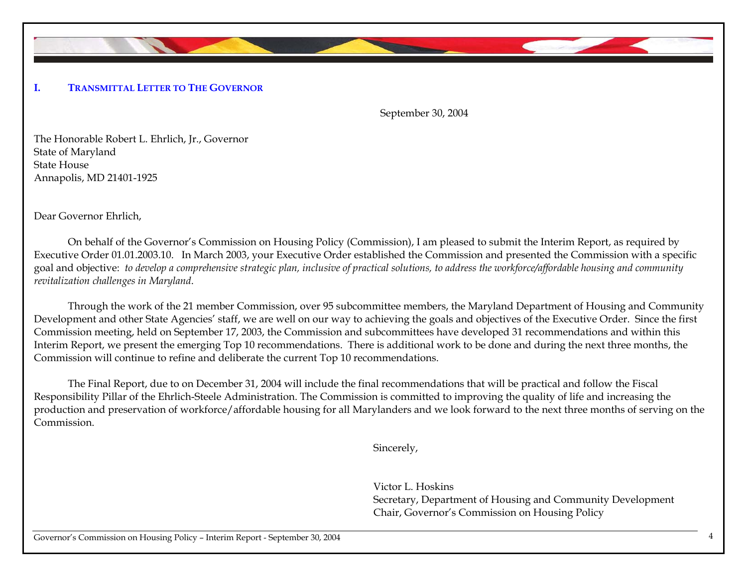## I. TRANSMITTAL LETTER TO THE GOVERNOR

September 30, 2004

The Honorable Robert L. Ehrlich, Jr., Governor
State of Maryland
State House
Annapolis, MD 21401-1925

Dear Governor Ehrlich,

On behalf of the Governor's Commission on Housing Policy (Commission), I am pleased to submit the Interim Report, as required by Executive Order 01.01.2003.10. In March 2003, your Executive Order established the Commission and presented the Commission with a specific goal and objective: *to develop a comprehensive strategic plan, inclusive of practical solutions, to address the workforce/affordable housing and community revitalization challenges in Maryland*.

Through the work of the 21 member Commission, over 95 subcommittee members, the Maryland Department of Housing and Community Development and other State Agencies' staff, we are well on our way to achieving the goals and objectives of the Executive Order. Since the first Commission meeting, held on September 17, 2003, the Commission and subcommittees have developed 31 recommendations and within this Interim Report, we present the emerging Top 10 recommendations. There is additional work to be done and during the next three months, the Commission will continue to refine and deliberate the current Top 10 recommendations.

The Final Report, due to on December 31, 2004 will include the final recommendations that will be practical and follow the Fiscal Responsibility Pillar of the Ehrlich-Steele Administration. The Commission is committed to improving the quality of life and increasing the production and preservation of workforce/affordable housing for all Marylanders and we look forward to the next three months of serving on the Commission.

Sincerely,

Victor L. Hoskins
Secretary, Department of Housing and Community Development
Chair, Governor's Commission on Housing Policy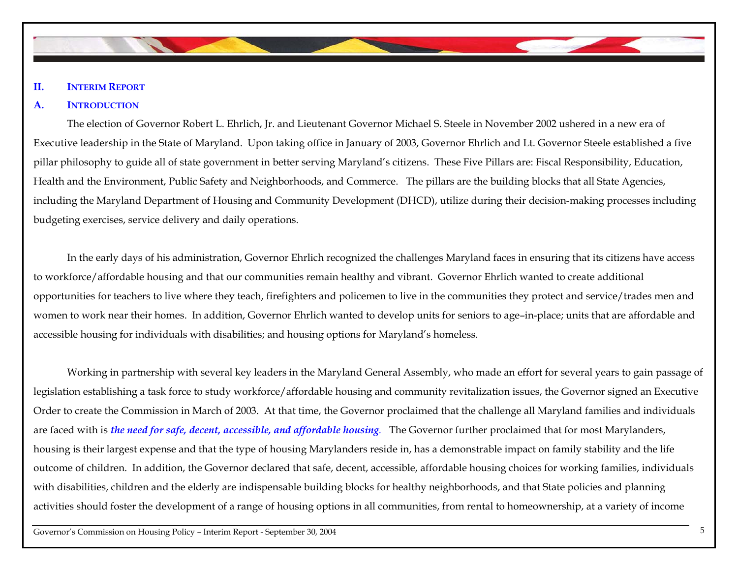## II. INTERIM REPORT

### A. INTRODUCTION

The election of Governor Robert L. Ehrlich, Jr. and Lieutenant Governor Michael S. Steele in November 2002 ushered in a new era of Executive leadership in the State of Maryland. Upon taking office in January of 2003, Governor Ehrlich and Lt. Governor Steele established a five pillar philosophy to guide all of state government in better serving Maryland's citizens. These Five Pillars are: Fiscal Responsibility, Education, Health and the Environment, Public Safety and Neighborhoods, and Commerce. The pillars are the building blocks that all State Agencies, including the Maryland Department of Housing and Community Development (DHCD), utilize during their decision-making processes including budgeting exercises, service delivery and daily operations.

In the early days of his administration, Governor Ehrlich recognized the challenges Maryland faces in ensuring that its citizens have access to workforce/affordable housing and that our communities remain healthy and vibrant. Governor Ehrlich wanted to create additional opportunities for teachers to live where they teach, firefighters and policemen to live in the communities they protect and service/trades men and women to work near their homes. In addition, Governor Ehrlich wanted to develop units for seniors to age–in-place; units that are affordable and accessible housing for individuals with disabilities; and housing options for Maryland's homeless.

Working in partnership with several key leaders in the Maryland General Assembly, who made an effort for several years to gain passage of legislation establishing a task force to study workforce/affordable housing and community revitalization issues, the Governor signed an Executive Order to create the Commission in March of 2003. At that time, the Governor proclaimed that the challenge all Maryland families and individuals are faced with is ***the need for safe, decent, accessible, and affordable housing***. The Governor further proclaimed that for most Marylanders, housing is their largest expense and that the type of housing Marylanders reside in, has a demonstrable impact on family stability and the life outcome of children. In addition, the Governor declared that safe, decent, accessible, affordable housing choices for working families, individuals with disabilities, children and the elderly are indispensable building blocks for healthy neighborhoods, and that State policies and planning activities should foster the development of a range of housing options in all communities, from rental to homeownership, at a variety of income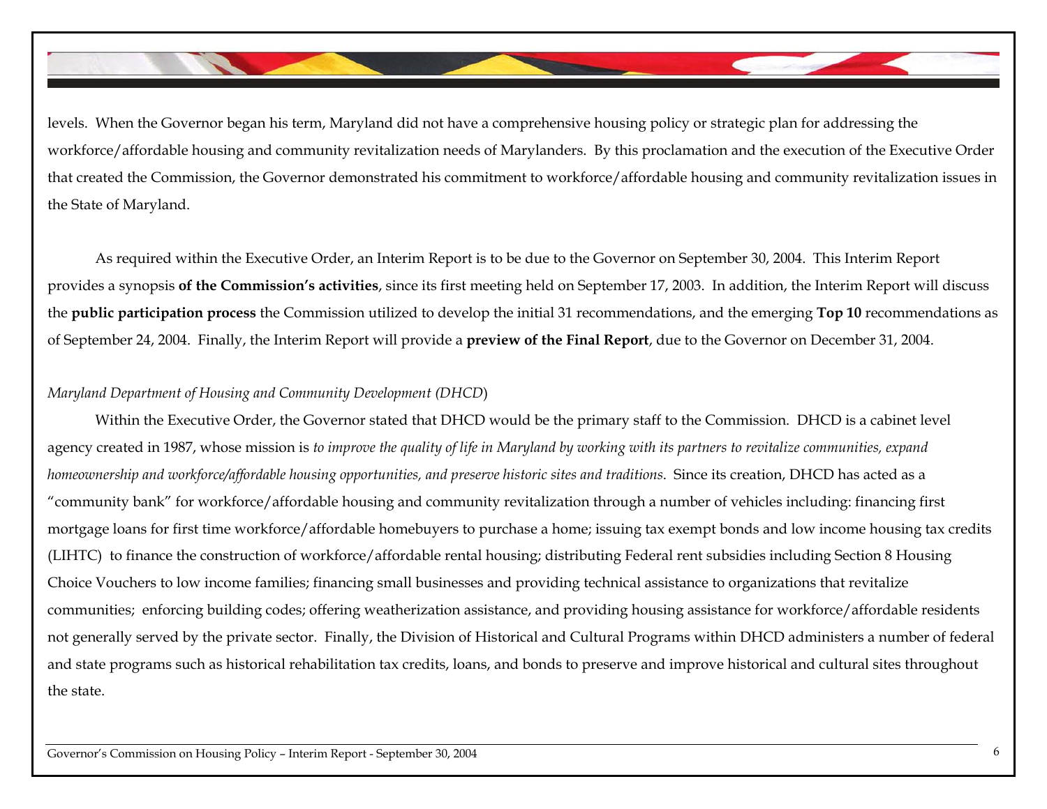levels. When the Governor began his term, Maryland did not have a comprehensive housing policy or strategic plan for addressing the workforce/affordable housing and community revitalization needs of Marylanders. By this proclamation and the execution of the Executive Order that created the Commission, the Governor demonstrated his commitment to workforce/affordable housing and community revitalization issues in the State of Maryland.

As required within the Executive Order, an Interim Report is to be due to the Governor on September 30, 2004. This Interim Report provides a synopsis **of the Commission's activities**, since its first meeting held on September 17, 2003. In addition, the Interim Report will discuss the **public participation process** the Commission utilized to develop the initial 31 recommendations, and the emerging **Top 10** recommendations as of September 24, 2004. Finally, the Interim Report will provide a **preview of the Final Report**, due to the Governor on December 31, 2004.

*Maryland Department of Housing and Community Development (DHCD)*

Within the Executive Order, the Governor stated that DHCD would be the primary staff to the Commission. DHCD is a cabinet level agency created in 1987, whose mission is *to improve the quality of life in Maryland by working with its partners to revitalize communities, expand homeownership and workforce/affordable housing opportunities, and preserve historic sites and traditions*. Since its creation, DHCD has acted as a "community bank" for workforce/affordable housing and community revitalization through a number of vehicles including: financing first mortgage loans for first time workforce/affordable homebuyers to purchase a home; issuing tax exempt bonds and low income housing tax credits (LIHTC) to finance the construction of workforce/affordable rental housing; distributing Federal rent subsidies including Section 8 Housing Choice Vouchers to low income families; financing small businesses and providing technical assistance to organizations that revitalize communities; enforcing building codes; offering weatherization assistance, and providing housing assistance for workforce/affordable residents not generally served by the private sector. Finally, the Division of Historical and Cultural Programs within DHCD administers a number of federal and state programs such as historical rehabilitation tax credits, loans, and bonds to preserve and improve historical and cultural sites throughout the state.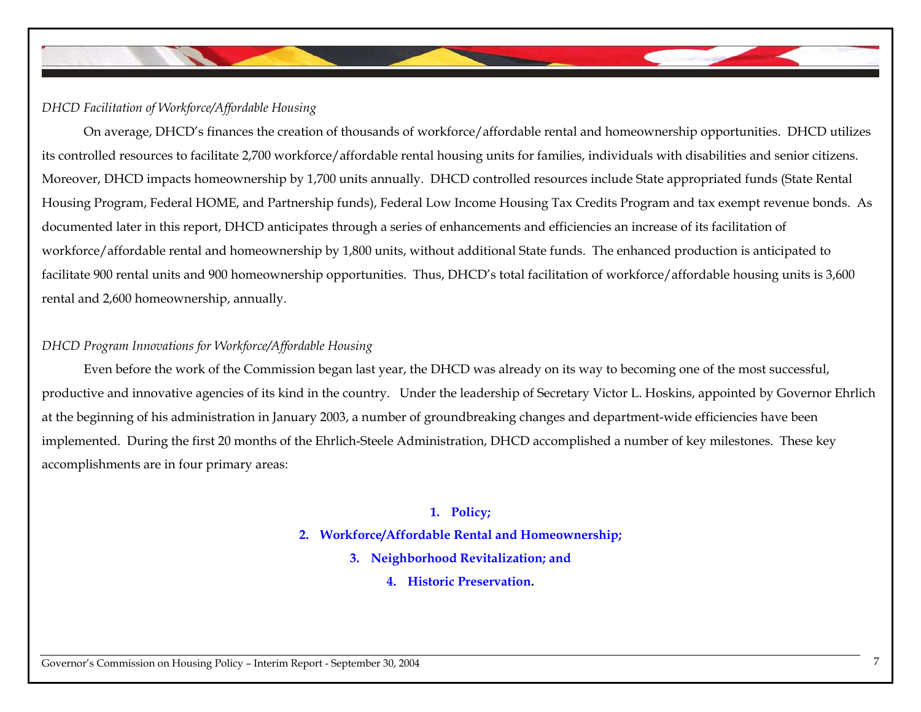*DHCD Facilitation of Workforce/Affordable Housing*

On average, DHCD's finances the creation of thousands of workforce/affordable rental and homeownership opportunities. DHCD utilizes its controlled resources to facilitate 2,700 workforce/affordable rental housing units for families, individuals with disabilities and senior citizens. Moreover, DHCD impacts homeownership by 1,700 units annually. DHCD controlled resources include State appropriated funds (State Rental Housing Program, Federal HOME, and Partnership funds), Federal Low Income Housing Tax Credits Program and tax exempt revenue bonds. As documented later in this report, DHCD anticipates through a series of enhancements and efficiencies an increase of its facilitation of workforce/affordable rental and homeownership by 1,800 units, without additional State funds. The enhanced production is anticipated to facilitate 900 rental units and 900 homeownership opportunities. Thus, DHCD's total facilitation of workforce/affordable housing units is 3,600 rental and 2,600 homeownership, annually.

*DHCD Program Innovations for Workforce/Affordable Housing*

Even before the work of the Commission began last year, the DHCD was already on its way to becoming one of the most successful, productive and innovative agencies of its kind in the country. Under the leadership of Secretary Victor L. Hoskins, appointed by Governor Ehrlich at the beginning of his administration in January 2003, a number of groundbreaking changes and department-wide efficiencies have been implemented. During the first 20 months of the Ehrlich-Steele Administration, DHCD accomplished a number of key milestones. These key accomplishments are in four primary areas:

1. **Policy;**
2. **Workforce/Affordable Rental and Homeownership;**
3. **Neighborhood Revitalization; and**
4. **Historic Preservation.**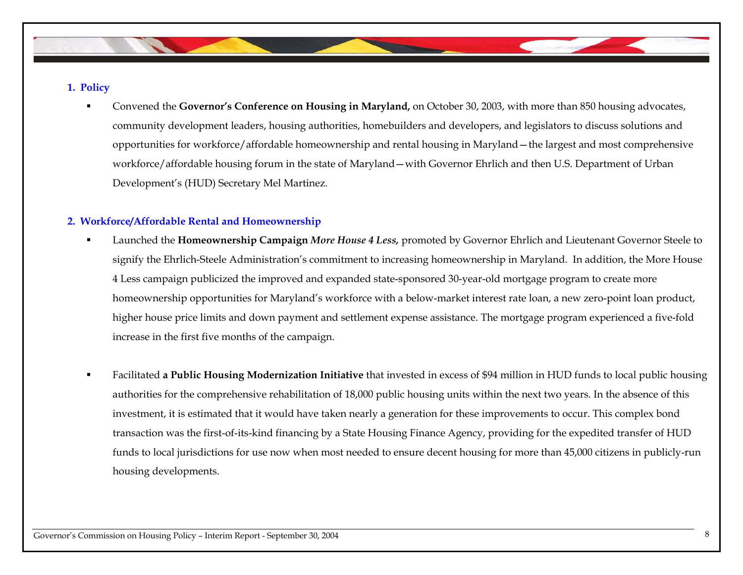**1. Policy**

- Convened the **Governor's Conference on Housing in Maryland,** on October 30, 2003, with more than 850 housing advocates, community development leaders, housing authorities, homebuilders and developers, and legislators to discuss solutions and opportunities for workforce/affordable homeownership and rental housing in Maryland—the largest and most comprehensive workforce/affordable housing forum in the state of Maryland—with Governor Ehrlich and then U.S. Department of Urban Development's (HUD) Secretary Mel Martinez.

**2. Workforce/Affordable Rental and Homeownership**

- Launched the **Homeownership Campaign** ***More House 4 Less,*** promoted by Governor Ehrlich and Lieutenant Governor Steele to signify the Ehrlich-Steele Administration's commitment to increasing homeownership in Maryland. In addition, the More House 4 Less campaign publicized the improved and expanded state-sponsored 30-year-old mortgage program to create more homeownership opportunities for Maryland's workforce with a below-market interest rate loan, a new zero-point loan product, higher house price limits and down payment and settlement expense assistance. The mortgage program experienced a five-fold increase in the first five months of the campaign.

- Facilitated **a Public Housing Modernization Initiative** that invested in excess of $94 million in HUD funds to local public housing authorities for the comprehensive rehabilitation of 18,000 public housing units within the next two years. In the absence of this investment, it is estimated that it would have taken nearly a generation for these improvements to occur. This complex bond transaction was the first-of-its-kind financing by a State Housing Finance Agency, providing for the expedited transfer of HUD funds to local jurisdictions for use now when most needed to ensure decent housing for more than 45,000 citizens in publicly-run housing developments.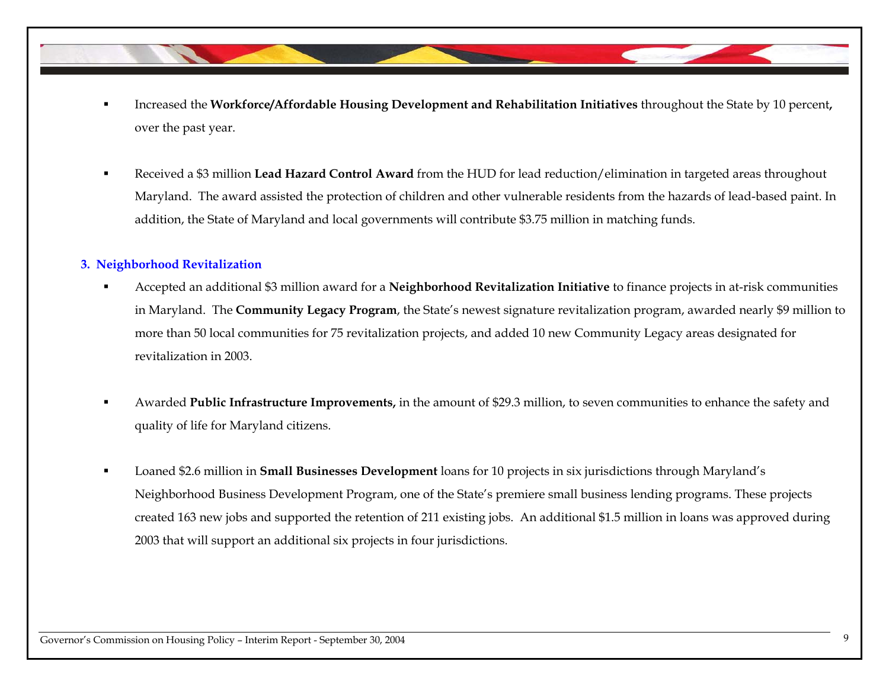- Increased the **Workforce/Affordable Housing Development and Rehabilitation Initiatives** throughout the State by 10 percent**,** over the past year.

- Received a $3 million **Lead Hazard Control Award** from the HUD for lead reduction/elimination in targeted areas throughout Maryland. The award assisted the protection of children and other vulnerable residents from the hazards of lead-based paint. In addition, the State of Maryland and local governments will contribute $3.75 million in matching funds.

### 3. Neighborhood Revitalization

- Accepted an additional $3 million award for a **Neighborhood Revitalization Initiative** to finance projects in at-risk communities in Maryland. The **Community Legacy Program**, the State's newest signature revitalization program, awarded nearly $9 million to more than 50 local communities for 75 revitalization projects, and added 10 new Community Legacy areas designated for revitalization in 2003.

- Awarded **Public Infrastructure Improvements,** in the amount of $29.3 million, to seven communities to enhance the safety and quality of life for Maryland citizens.

- Loaned $2.6 million in **Small Businesses Development** loans for 10 projects in six jurisdictions through Maryland's Neighborhood Business Development Program, one of the State's premiere small business lending programs. These projects created 163 new jobs and supported the retention of 211 existing jobs. An additional $1.5 million in loans was approved during 2003 that will support an additional six projects in four jurisdictions.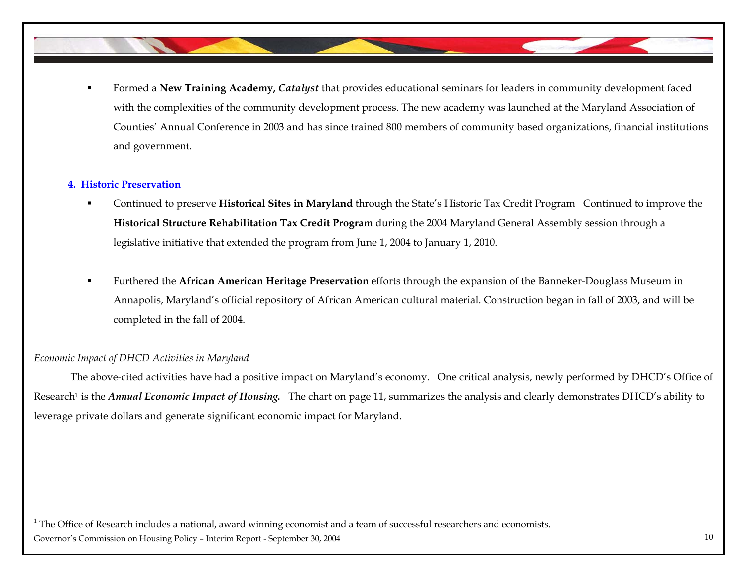- Formed a **New Training Academy, *Catalyst*** that provides educational seminars for leaders in community development faced with the complexities of the community development process. The new academy was launched at the Maryland Association of Counties' Annual Conference in 2003 and has since trained 800 members of community based organizations, financial institutions and government.

### 4. Historic Preservation

- Continued to preserve **Historical Sites in Maryland** through the State's Historic Tax Credit Program Continued to improve the **Historical Structure Rehabilitation Tax Credit Program** during the 2004 Maryland General Assembly session through a legislative initiative that extended the program from June 1, 2004 to January 1, 2010.

- Furthered the **African American Heritage Preservation** efforts through the expansion of the Banneker-Douglass Museum in Annapolis, Maryland's official repository of African American cultural material. Construction began in fall of 2003, and will be completed in the fall of 2004.

*Economic Impact of DHCD Activities in Maryland*

The above-cited activities have had a positive impact on Maryland's economy. One critical analysis, newly performed by DHCD's Office of Research[1] is the ***Annual Economic Impact of Housing.*** The chart on page 11, summarizes the analysis and clearly demonstrates DHCD's ability to leverage private dollars and generate significant economic impact for Maryland.

[1] The Office of Research includes a national, award winning economist and a team of successful researchers and economists.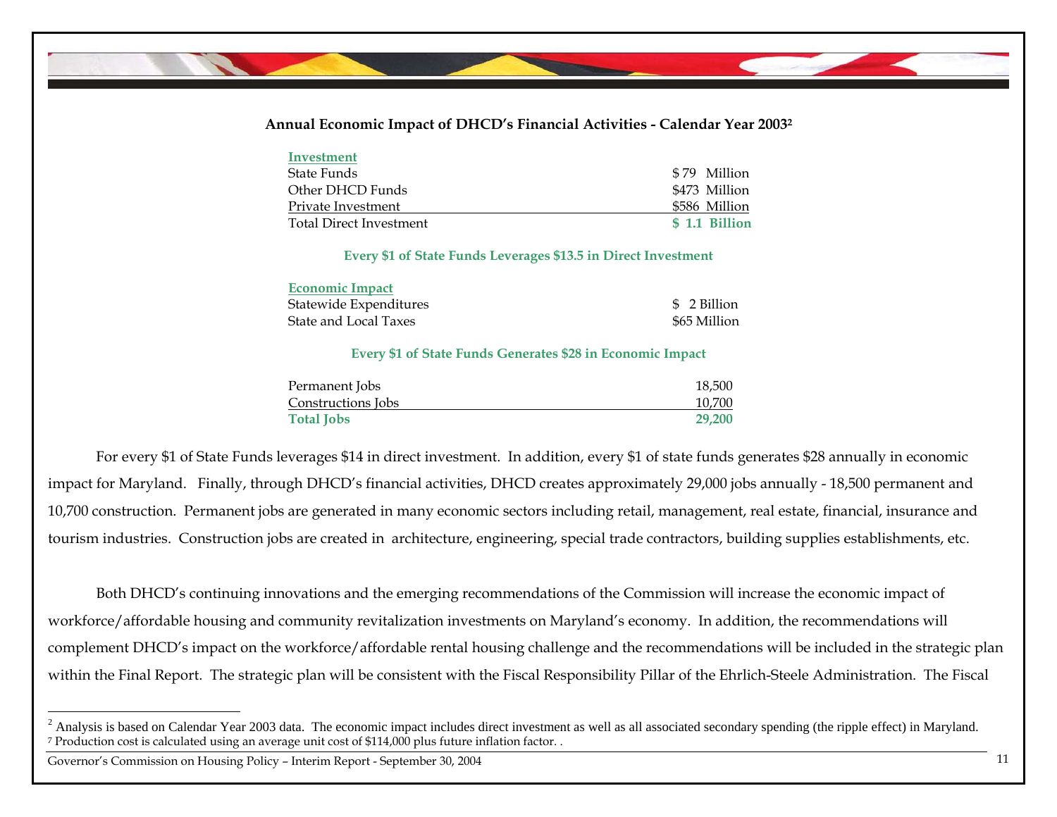**Annual Economic Impact of DHCD's Financial Activities - Calendar Year 2003**[2]

| **Investment** | |
|---|---|
| State Funds | $79 Million |
| Other DHCD Funds | $473 Million |
| Private Investment | $586 Million |
| Total Direct Investment | **$ 1.1 Billion** |

**Every $1 of State Funds Leverages $13.5 in Direct Investment**

| **Economic Impact** | |
|---|---|
| Statewide Expenditures | $ 2 Billion |
| State and Local Taxes | $65 Million |

**Every $1 of State Funds Generates $28 in Economic Impact**

| | |
|---|---|
| Permanent Jobs | 18,500 |
| Constructions Jobs | 10,700 |
| **Total Jobs** | **29,200** |

For every $1 of State Funds leverages $14 in direct investment. In addition, every $1 of state funds generates $28 annually in economic impact for Maryland. Finally, through DHCD's financial activities, DHCD creates approximately 29,000 jobs annually - 18,500 permanent and 10,700 construction. Permanent jobs are generated in many economic sectors including retail, management, real estate, financial, insurance and tourism industries. Construction jobs are created in architecture, engineering, special trade contractors, building supplies establishments, etc.

Both DHCD's continuing innovations and the emerging recommendations of the Commission will increase the economic impact of workforce/affordable housing and community revitalization investments on Maryland's economy. In addition, the recommendations will complement DHCD's impact on the workforce/affordable rental housing challenge and the recommendations will be included in the strategic plan within the Final Report. The strategic plan will be consistent with the Fiscal Responsibility Pillar of the Ehrlich-Steele Administration. The Fiscal

---

[2] Analysis is based on Calendar Year 2003 data. The economic impact includes direct investment as well as all associated secondary spending (the ripple effect) in Maryland.

[7] Production cost is calculated using an average unit cost of $114,000 plus future inflation factor. .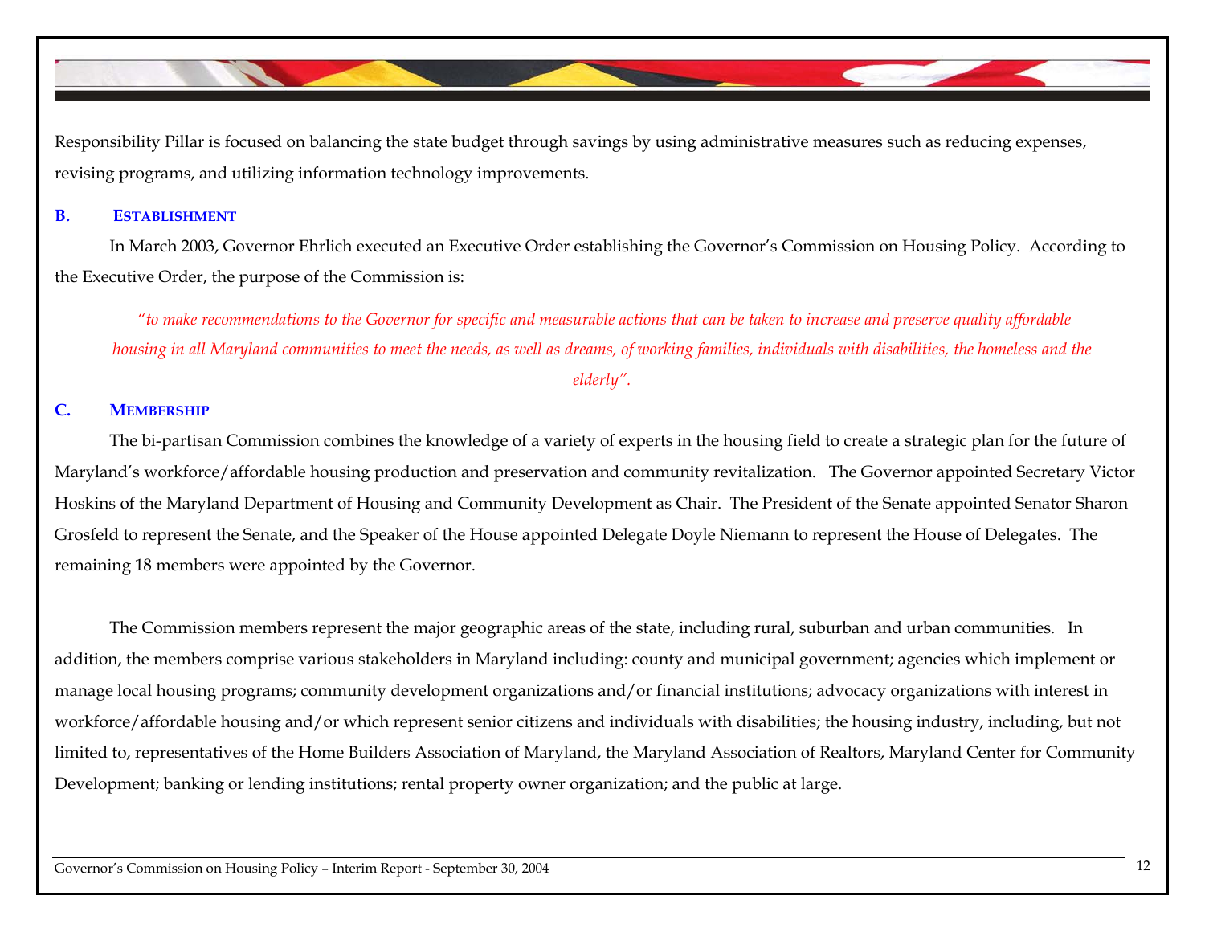Responsibility Pillar is focused on balancing the state budget through savings by using administrative measures such as reducing expenses, revising programs, and utilizing information technology improvements.

### B. ESTABLISHMENT

In March 2003, Governor Ehrlich executed an Executive Order establishing the Governor's Commission on Housing Policy. According to the Executive Order, the purpose of the Commission is:

*"to make recommendations to the Governor for specific and measurable actions that can be taken to increase and preserve quality affordable housing in all Maryland communities to meet the needs, as well as dreams, of working families, individuals with disabilities, the homeless and the elderly".*

### C. MEMBERSHIP

The bi-partisan Commission combines the knowledge of a variety of experts in the housing field to create a strategic plan for the future of Maryland's workforce/affordable housing production and preservation and community revitalization. The Governor appointed Secretary Victor Hoskins of the Maryland Department of Housing and Community Development as Chair. The President of the Senate appointed Senator Sharon Grosfeld to represent the Senate, and the Speaker of the House appointed Delegate Doyle Niemann to represent the House of Delegates. The remaining 18 members were appointed by the Governor.

The Commission members represent the major geographic areas of the state, including rural, suburban and urban communities. In addition, the members comprise various stakeholders in Maryland including: county and municipal government; agencies which implement or manage local housing programs; community development organizations and/or financial institutions; advocacy organizations with interest in workforce/affordable housing and/or which represent senior citizens and individuals with disabilities; the housing industry, including, but not limited to, representatives of the Home Builders Association of Maryland, the Maryland Association of Realtors, Maryland Center for Community Development; banking or lending institutions; rental property owner organization; and the public at large.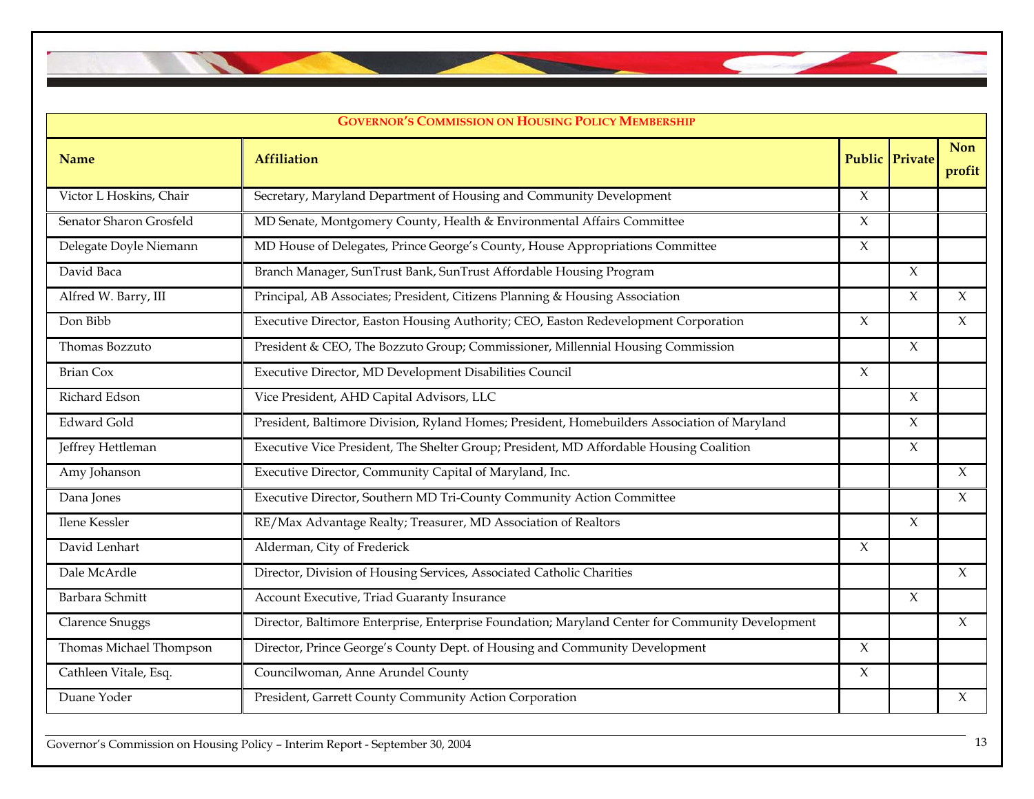| Governor's Commission on Housing Policy Membership | | | | |
|---|---|---|---|---|
| **Name** | **Affiliation** | **Public** | **Private** | **Non profit** |
| Victor L Hoskins, Chair | Secretary, Maryland Department of Housing and Community Development | X | | |
| Senator Sharon Grosfeld | MD Senate, Montgomery County, Health & Environmental Affairs Committee | X | | |
| Delegate Doyle Niemann | MD House of Delegates, Prince George's County, House Appropriations Committee | X | | |
| David Baca | Branch Manager, SunTrust Bank, SunTrust Affordable Housing Program | | X | |
| Alfred W. Barry, III | Principal, AB Associates; President, Citizens Planning & Housing Association | | X | X |
| Don Bibb | Executive Director, Easton Housing Authority; CEO, Easton Redevelopment Corporation | X | | X |
| Thomas Bozzuto | President & CEO, The Bozzuto Group; Commissioner, Millennial Housing Commission | | X | |
| Brian Cox | Executive Director, MD Development Disabilities Council | X | | |
| Richard Edson | Vice President, AHD Capital Advisors, LLC | | X | |
| Edward Gold | President, Baltimore Division, Ryland Homes; President, Homebuilders Association of Maryland | | X | |
| Jeffrey Hettleman | Executive Vice President, The Shelter Group; President, MD Affordable Housing Coalition | | X | |
| Amy Johanson | Executive Director, Community Capital of Maryland, Inc. | | | X |
| Dana Jones | Executive Director, Southern MD Tri-County Community Action Committee | | | X |
| Ilene Kessler | RE/Max Advantage Realty; Treasurer, MD Association of Realtors | | X | |
| David Lenhart | Alderman, City of Frederick | X | | |
| Dale McArdle | Director, Division of Housing Services, Associated Catholic Charities | | | X |
| Barbara Schmitt | Account Executive, Triad Guaranty Insurance | | X | |
| Clarence Snuggs | Director, Baltimore Enterprise, Enterprise Foundation; Maryland Center for Community Development | | | X |
| Thomas Michael Thompson | Director, Prince George's County Dept. of Housing and Community Development | X | | |
| Cathleen Vitale, Esq. | Councilwoman, Anne Arundel County | X | | |
| Duane Yoder | President, Garrett County Community Action Corporation | | | X |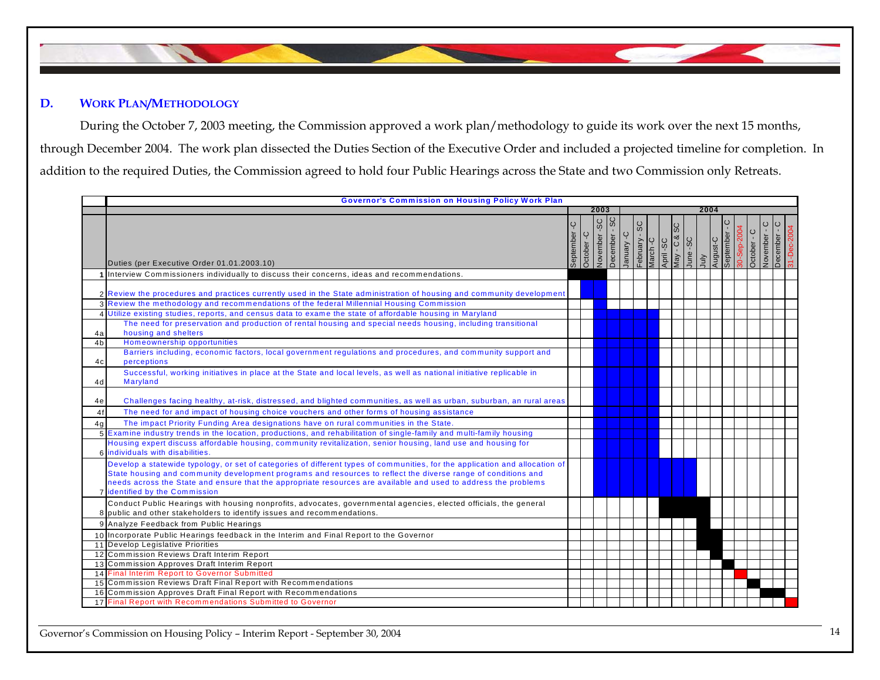### D. WORK PLAN/METHODOLOGY

During the October 7, 2003 meeting, the Commission approved a work plan/methodology to guide its work over the next 15 months, through December 2004. The work plan dissected the Duties Section of the Executive Order and included a projected timeline for completion. In addition to the required Duties, the Commission agreed to hold four Public Hearings across the State and two Commission only Retreats.

**Governor's Commission on Housing Policy Work Plan**

| | | 2003 | | | | 2004 | | | | | | | | | | | | | |
|---|---|---|---|---|---|---|---|---|---|---|---|---|---|---|---|---|---|---|---|
| | Duties (per Executive Order 01.01.2003.10) | September -C | October -C | November -SC | December - SC | January -C | February - SC | March -C | April -SC | May - C & SC | June -SC | July | August-C | September - C | 30-Sep-2004 | October - C | November - C | December - C | 31-Dec-2004 |
| 1 | Interview Commissioners individually to discuss their concerns, ideas and recommendations. | ■ | ■ | ■ | | | | | | | | | | | | | | | |
| 2 | Review the procedures and practices currently used in the State administration of housing and community development | | ■ | ■ | | | | | | | | | | | | | | | |
| 3 | Review the methodology and recommendations of the federal Millennial Housing Commission | | | ■ | | | | | | | | | | | | | | | |
| 4 | Utilize existing studies, reports, and census data to exame the state of affordable housing in Maryland | | | ■ | ■ | ■ | ■ | ■ | | | | | | | | | | | |
| 4a | The need for preservation and production of rental housing and special needs housing, including transitional housing and shelters | | | ■ | ■ | ■ | ■ | ■ | | | | | | | | | | | |
| 4b | Homeownership opportunities | | | ■ | ■ | ■ | ■ | ■ | | | | | | | | | | | |
| 4c | Barriers including, economic factors, local government regulations and procedures, and community support and perceptions | | | ■ | ■ | ■ | ■ | ■ | | | | | | | | | | | |
| 4d | Successful, working initiatives in place at the State and local levels, as well as national initiative replicable in Maryland | | | ■ | ■ | ■ | ■ | ■ | | | | | | | | | | | |
| 4e | Challenges facing healthy, at-risk, distressed, and blighted communities, as well as urban, suburban, an rural areas | | | ■ | ■ | ■ | ■ | ■ | | | | | | | | | | | |
| 4f | The need for and impact of housing choice vouchers and other forms of housing assistance | | | ■ | ■ | ■ | ■ | ■ | | | | | | | | | | | |
| 4g | The impact Priority Funding Area designations have on rural communities in the State. | | | ■ | ■ | ■ | ■ | ■ | | | | | | | | | | | |
| 5 | Examine industry trends in the location, productions, and rehabilitation of single-family and multi-family housing | | | ■ | ■ | ■ | ■ | ■ | | | | | | | | | | | |
| 6 | Housing expert discuss affordable housing, community revitalization, senior housing, land use and housing for individuals with disabilities. | | | ■ | ■ | ■ | ■ | ■ | | | | | | | | | | | |
| 7 | Develop a statewide typology, or set of categories of different types of communities, for the application and allocation of State housing and community development programs and resources to reflect the diverse range of conditions and needs across the State and ensure that the appropriate resources are available and used to address the problems identified by the Commission | | | ■ | ■ | ■ | ■ | ■ | ■ | ■ | ■ | | | | | | | | |
| 8 | Conduct Public Hearings with housing nonprofits, advocates, governmental agencies, elected officials, the general public and other stakeholders to identify issues and recommendations. | | | | | | | | ■ | ■ | ■ | ■ | | | | | | | |
| 9 | Analyze Feedback from Public Hearings | | | | | | | | | | | ■ | | | | | | | |
| 10 | Incorporate Public Hearings feedback in the Interim and Final Report to the Governor | | | | | | | | | | | ■ | ■ | | | | | | |
| 11 | Develop Legislative Priorities | | | | | | | | | | | ■ | ■ | | | | | | |
| 12 | Commission Reviews Draft Interim Report | | | | | | | | | | | | ■ | | | | | | |
| 13 | Commission Approves Draft Interim Report | | | | | | | | | | | | | ■ | | | | | |
| 14 | Final Interim Report to Governor Submitted | | | | | | | | | | | | | | ■ | | | | |
| 15 | Commission Reviews Draft Final Report with Recommendations | | | | | | | | | | | | | | | ■ | | | |
| 16 | Commission Approves Draft Final Report with Recommendations | | | | | | | | | | | | | | | | ■ | ■ | |
| 17 | Final Report with Recommendations Submitted to Governor | | | | | | | | | | | | | | | | | | ■ |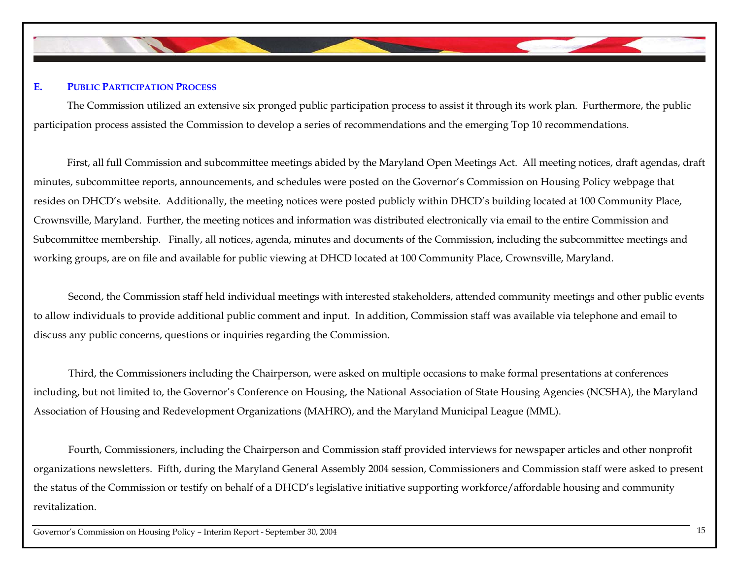### E. PUBLIC PARTICIPATION PROCESS

The Commission utilized an extensive six pronged public participation process to assist it through its work plan. Furthermore, the public participation process assisted the Commission to develop a series of recommendations and the emerging Top 10 recommendations.

First, all full Commission and subcommittee meetings abided by the Maryland Open Meetings Act. All meeting notices, draft agendas, draft minutes, subcommittee reports, announcements, and schedules were posted on the Governor's Commission on Housing Policy webpage that resides on DHCD's website. Additionally, the meeting notices were posted publicly within DHCD's building located at 100 Community Place, Crownsville, Maryland. Further, the meeting notices and information was distributed electronically via email to the entire Commission and Subcommittee membership. Finally, all notices, agenda, minutes and documents of the Commission, including the subcommittee meetings and working groups, are on file and available for public viewing at DHCD located at 100 Community Place, Crownsville, Maryland.

Second, the Commission staff held individual meetings with interested stakeholders, attended community meetings and other public events to allow individuals to provide additional public comment and input. In addition, Commission staff was available via telephone and email to discuss any public concerns, questions or inquiries regarding the Commission.

Third, the Commissioners including the Chairperson, were asked on multiple occasions to make formal presentations at conferences including, but not limited to, the Governor's Conference on Housing, the National Association of State Housing Agencies (NCSHA), the Maryland Association of Housing and Redevelopment Organizations (MAHRO), and the Maryland Municipal League (MML).

Fourth, Commissioners, including the Chairperson and Commission staff provided interviews for newspaper articles and other nonprofit organizations newsletters. Fifth, during the Maryland General Assembly 2004 session, Commissioners and Commission staff were asked to present the status of the Commission or testify on behalf of a DHCD's legislative initiative supporting workforce/affordable housing and community revitalization.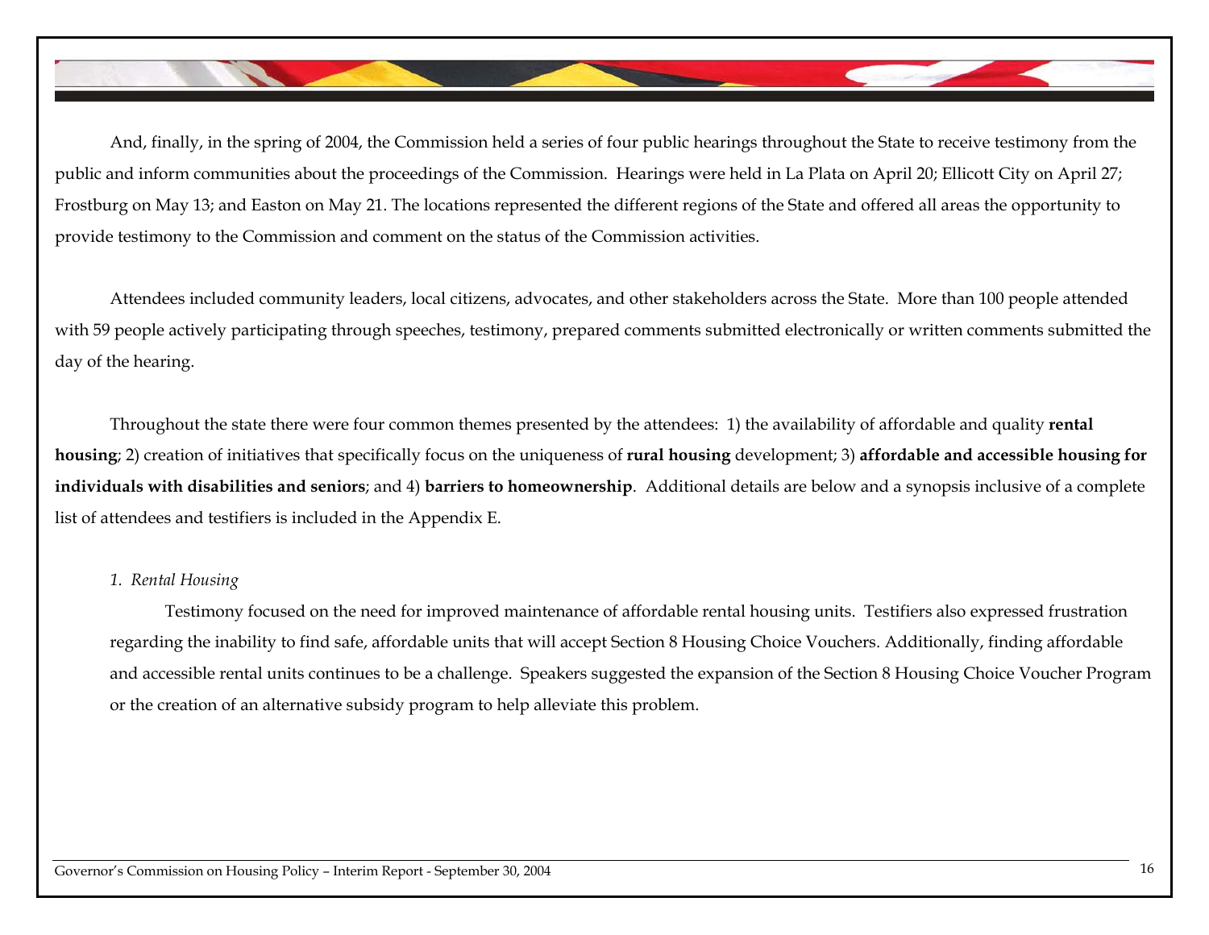And, finally, in the spring of 2004, the Commission held a series of four public hearings throughout the State to receive testimony from the public and inform communities about the proceedings of the Commission. Hearings were held in La Plata on April 20; Ellicott City on April 27; Frostburg on May 13; and Easton on May 21. The locations represented the different regions of the State and offered all areas the opportunity to provide testimony to the Commission and comment on the status of the Commission activities.

Attendees included community leaders, local citizens, advocates, and other stakeholders across the State. More than 100 people attended with 59 people actively participating through speeches, testimony, prepared comments submitted electronically or written comments submitted the day of the hearing.

Throughout the state there were four common themes presented by the attendees: 1) the availability of affordable and quality **rental housing**; 2) creation of initiatives that specifically focus on the uniqueness of **rural housing** development; 3) **affordable and accessible housing for individuals with disabilities and seniors**; and 4) **barriers to homeownership**. Additional details are below and a synopsis inclusive of a complete list of attendees and testifiers is included in the Appendix E.

*1. Rental Housing*

Testimony focused on the need for improved maintenance of affordable rental housing units. Testifiers also expressed frustration regarding the inability to find safe, affordable units that will accept Section 8 Housing Choice Vouchers. Additionally, finding affordable and accessible rental units continues to be a challenge. Speakers suggested the expansion of the Section 8 Housing Choice Voucher Program or the creation of an alternative subsidy program to help alleviate this problem.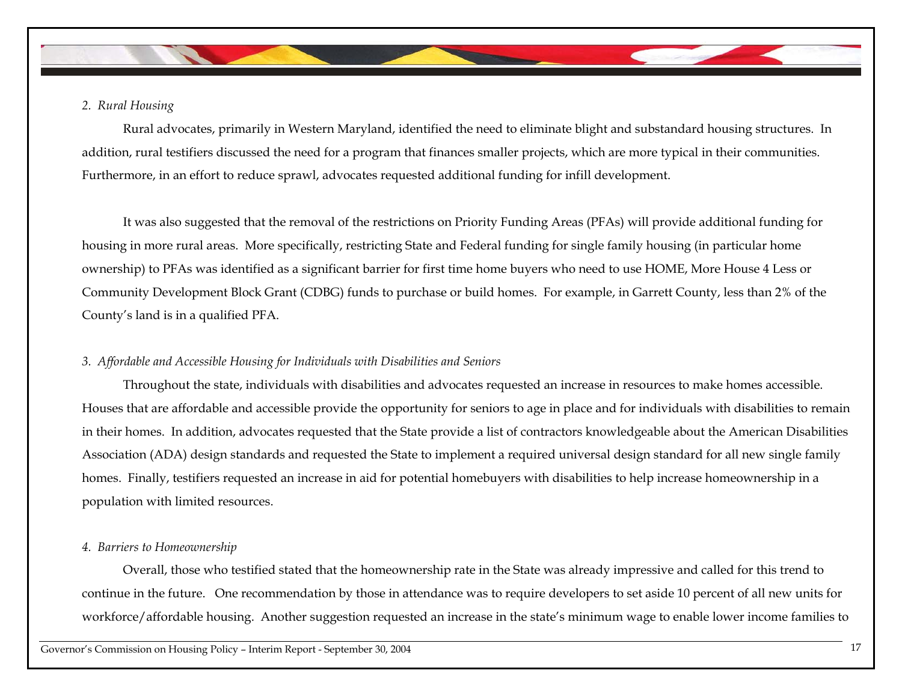*2. Rural Housing*

Rural advocates, primarily in Western Maryland, identified the need to eliminate blight and substandard housing structures. In addition, rural testifiers discussed the need for a program that finances smaller projects, which are more typical in their communities. Furthermore, in an effort to reduce sprawl, advocates requested additional funding for infill development.

It was also suggested that the removal of the restrictions on Priority Funding Areas (PFAs) will provide additional funding for housing in more rural areas. More specifically, restricting State and Federal funding for single family housing (in particular home ownership) to PFAs was identified as a significant barrier for first time home buyers who need to use HOME, More House 4 Less or Community Development Block Grant (CDBG) funds to purchase or build homes. For example, in Garrett County, less than 2% of the County's land is in a qualified PFA.

*3. Affordable and Accessible Housing for Individuals with Disabilities and Seniors*

Throughout the state, individuals with disabilities and advocates requested an increase in resources to make homes accessible. Houses that are affordable and accessible provide the opportunity for seniors to age in place and for individuals with disabilities to remain in their homes. In addition, advocates requested that the State provide a list of contractors knowledgeable about the American Disabilities Association (ADA) design standards and requested the State to implement a required universal design standard for all new single family homes. Finally, testifiers requested an increase in aid for potential homebuyers with disabilities to help increase homeownership in a population with limited resources.

*4. Barriers to Homeownership*

Overall, those who testified stated that the homeownership rate in the State was already impressive and called for this trend to continue in the future. One recommendation by those in attendance was to require developers to set aside 10 percent of all new units for workforce/affordable housing. Another suggestion requested an increase in the state's minimum wage to enable lower income families to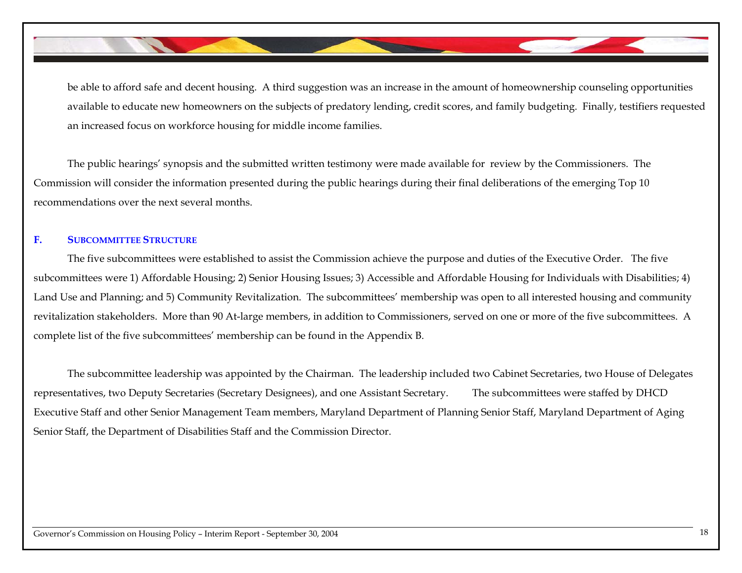be able to afford safe and decent housing. A third suggestion was an increase in the amount of homeownership counseling opportunities available to educate new homeowners on the subjects of predatory lending, credit scores, and family budgeting. Finally, testifiers requested an increased focus on workforce housing for middle income families.

The public hearings' synopsis and the submitted written testimony were made available for review by the Commissioners. The Commission will consider the information presented during the public hearings during their final deliberations of the emerging Top 10 recommendations over the next several months.

### F. SUBCOMMITTEE STRUCTURE

The five subcommittees were established to assist the Commission achieve the purpose and duties of the Executive Order. The five subcommittees were 1) Affordable Housing; 2) Senior Housing Issues; 3) Accessible and Affordable Housing for Individuals with Disabilities; 4) Land Use and Planning; and 5) Community Revitalization. The subcommittees' membership was open to all interested housing and community revitalization stakeholders. More than 90 At-large members, in addition to Commissioners, served on one or more of the five subcommittees. A complete list of the five subcommittees' membership can be found in the Appendix B.

The subcommittee leadership was appointed by the Chairman. The leadership included two Cabinet Secretaries, two House of Delegates representatives, two Deputy Secretaries (Secretary Designees), and one Assistant Secretary. The subcommittees were staffed by DHCD Executive Staff and other Senior Management Team members, Maryland Department of Planning Senior Staff, Maryland Department of Aging Senior Staff, the Department of Disabilities Staff and the Commission Director.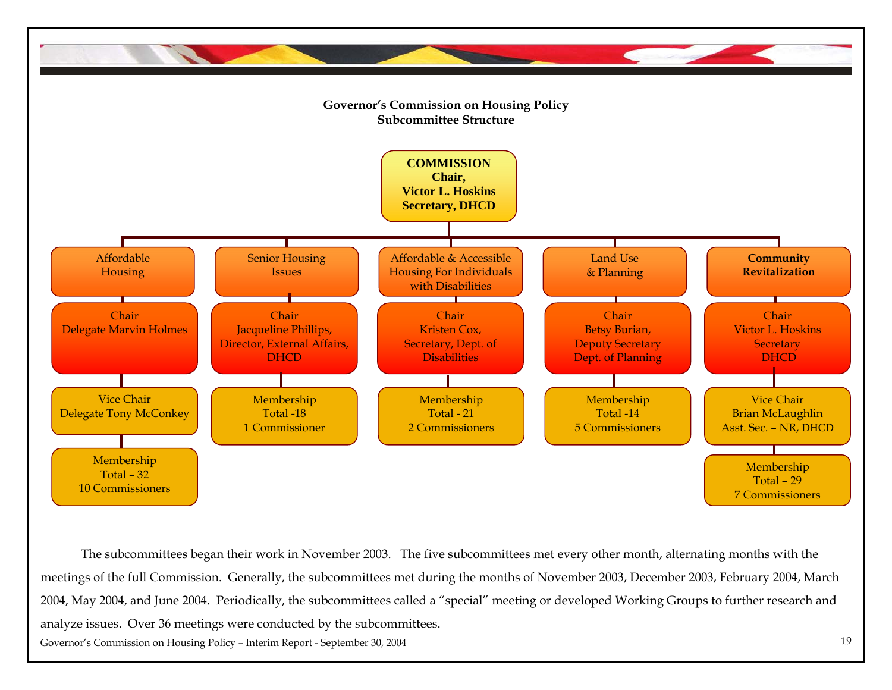**Governor's Commission on Housing Policy**
**Subcommittee Structure**

**COMMISSION**
**Chair,**
**Victor L. Hoskins**
**Secretary, DHCD**

| Affordable Housing | Senior Housing Issues | Affordable & Accessible Housing For Individuals with Disabilities | Land Use & Planning | **Community Revitalization** |
|---|---|---|---|---|
| Chair<br>Delegate Marvin Holmes | Chair<br>Jacqueline Phillips, Director, External Affairs, DHCD | Chair<br>Kristen Cox, Secretary, Dept. of Disabilities | Chair<br>Betsy Burian, Deputy Secretary Dept. of Planning | Chair<br>Victor L. Hoskins Secretary DHCD |
| Vice Chair<br>Delegate Tony McConkey | Membership<br>Total -18<br>1 Commissioner | Membership<br>Total - 21<br>2 Commissioners | Membership<br>Total -14<br>5 Commissioners | Vice Chair<br>Brian McLaughlin<br>Asst. Sec. – NR, DHCD |
| Membership<br>Total – 32<br>10 Commissioners | | | | Membership<br>Total – 29<br>7 Commissioners |

The subcommittees began their work in November 2003. The five subcommittees met every other month, alternating months with the meetings of the full Commission. Generally, the subcommittees met during the months of November 2003, December 2003, February 2004, March 2004, May 2004, and June 2004. Periodically, the subcommittees called a "special" meeting or developed Working Groups to further research and analyze issues. Over 36 meetings were conducted by the subcommittees.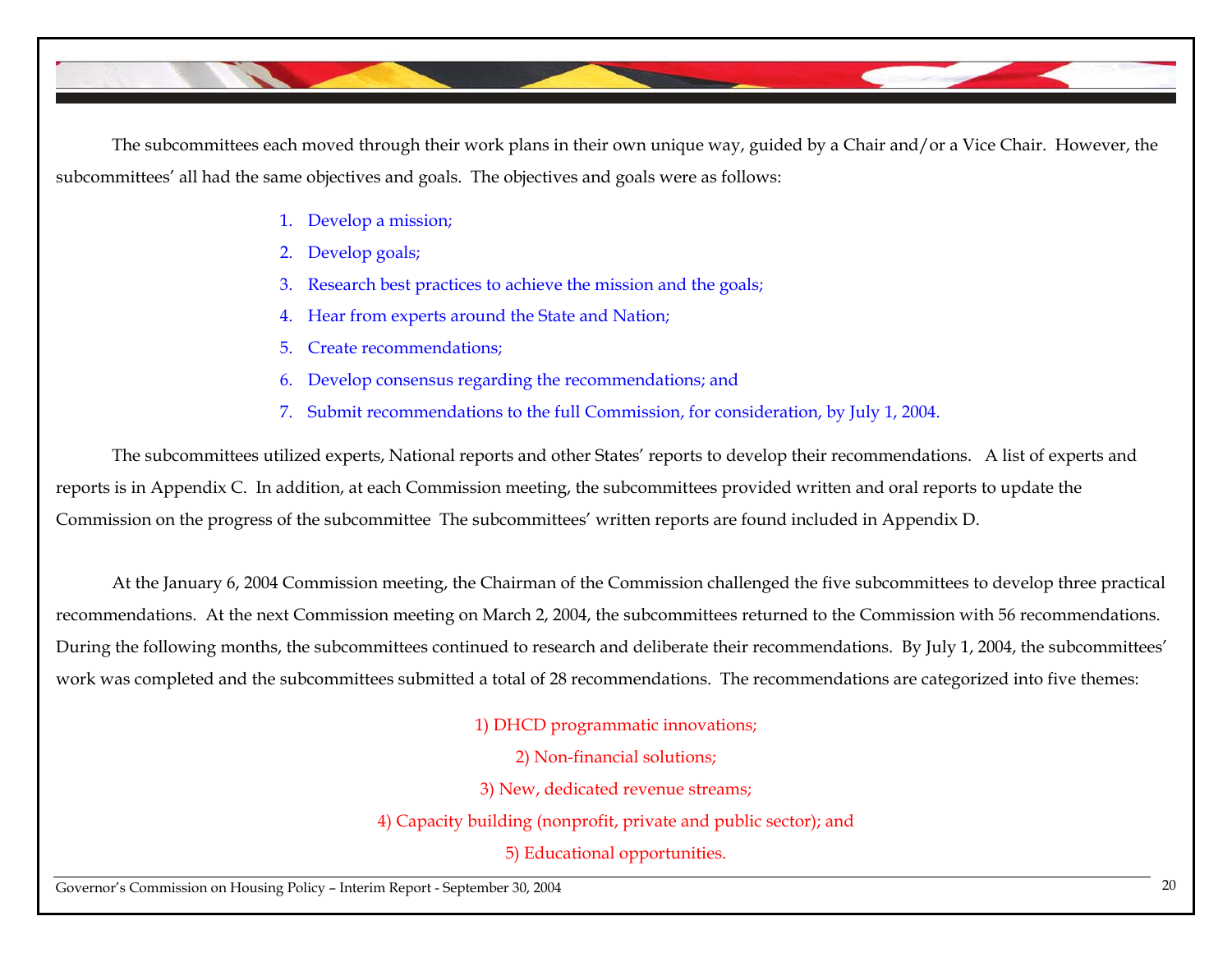The subcommittees each moved through their work plans in their own unique way, guided by a Chair and/or a Vice Chair. However, the subcommittees' all had the same objectives and goals. The objectives and goals were as follows:

1. Develop a mission;
2. Develop goals;
3. Research best practices to achieve the mission and the goals;
4. Hear from experts around the State and Nation;
5. Create recommendations;
6. Develop consensus regarding the recommendations; and
7. Submit recommendations to the full Commission, for consideration, by July 1, 2004.

The subcommittees utilized experts, National reports and other States' reports to develop their recommendations. A list of experts and reports is in Appendix C. In addition, at each Commission meeting, the subcommittees provided written and oral reports to update the Commission on the progress of the subcommittee The subcommittees' written reports are found included in Appendix D.

At the January 6, 2004 Commission meeting, the Chairman of the Commission challenged the five subcommittees to develop three practical recommendations. At the next Commission meeting on March 2, 2004, the subcommittees returned to the Commission with 56 recommendations. During the following months, the subcommittees continued to research and deliberate their recommendations. By July 1, 2004, the subcommittees' work was completed and the subcommittees submitted a total of 28 recommendations. The recommendations are categorized into five themes:

1) DHCD programmatic innovations;

2) Non-financial solutions;

3) New, dedicated revenue streams;

4) Capacity building (nonprofit, private and public sector); and

5) Educational opportunities.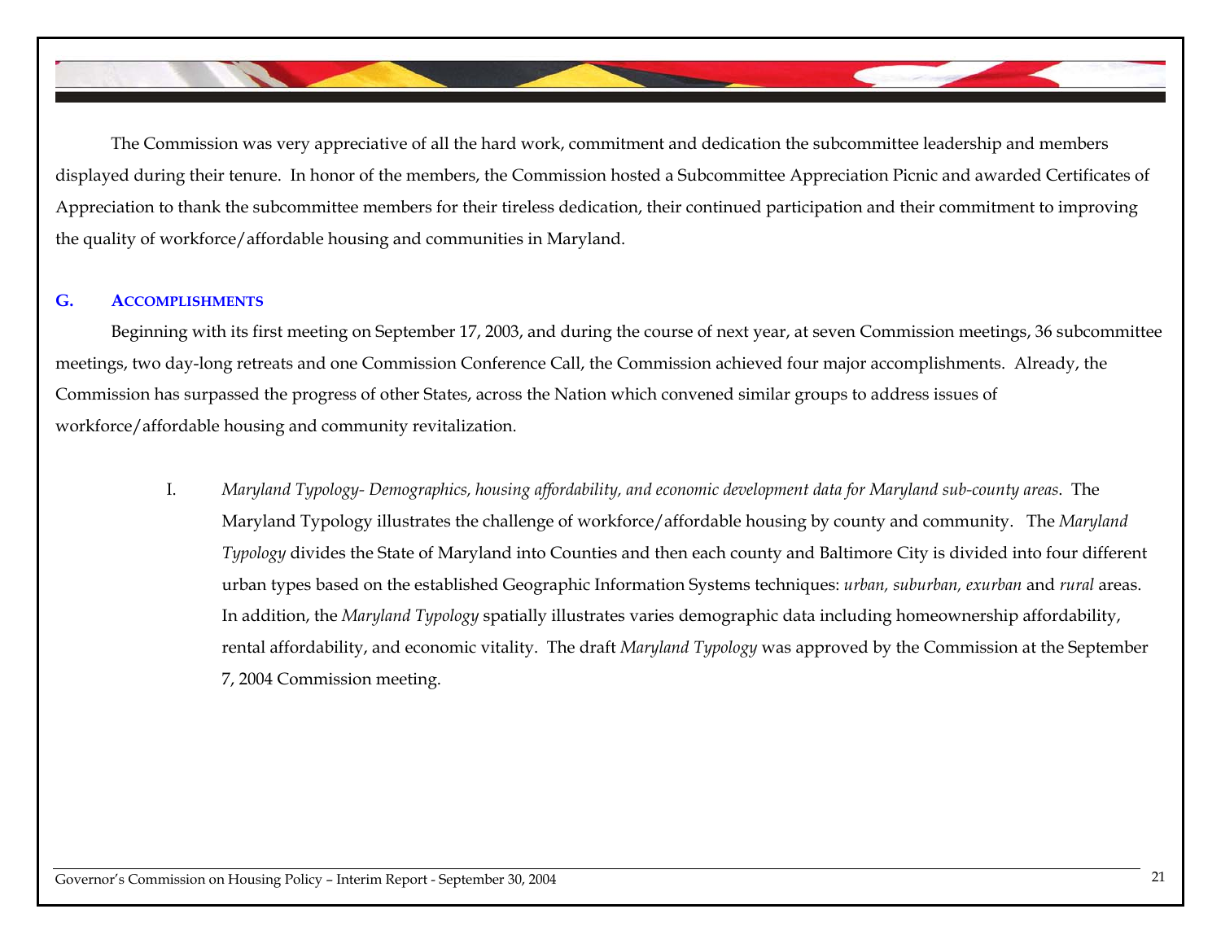The Commission was very appreciative of all the hard work, commitment and dedication the subcommittee leadership and members displayed during their tenure. In honor of the members, the Commission hosted a Subcommittee Appreciation Picnic and awarded Certificates of Appreciation to thank the subcommittee members for their tireless dedication, their continued participation and their commitment to improving the quality of workforce/affordable housing and communities in Maryland.

## G. ACCOMPLISHMENTS

Beginning with its first meeting on September 17, 2003, and during the course of next year, at seven Commission meetings, 36 subcommittee meetings, two day-long retreats and one Commission Conference Call, the Commission achieved four major accomplishments. Already, the Commission has surpassed the progress of other States, across the Nation which convened similar groups to address issues of workforce/affordable housing and community revitalization.

I. *Maryland Typology- Demographics, housing affordability, and economic development data for Maryland sub-county areas*. The Maryland Typology illustrates the challenge of workforce/affordable housing by county and community. The *Maryland Typology* divides the State of Maryland into Counties and then each county and Baltimore City is divided into four different urban types based on the established Geographic Information Systems techniques: *urban, suburban, exurban* and *rural* areas. In addition, the *Maryland Typology* spatially illustrates varies demographic data including homeownership affordability, rental affordability, and economic vitality. The draft *Maryland Typology* was approved by the Commission at the September 7, 2004 Commission meeting.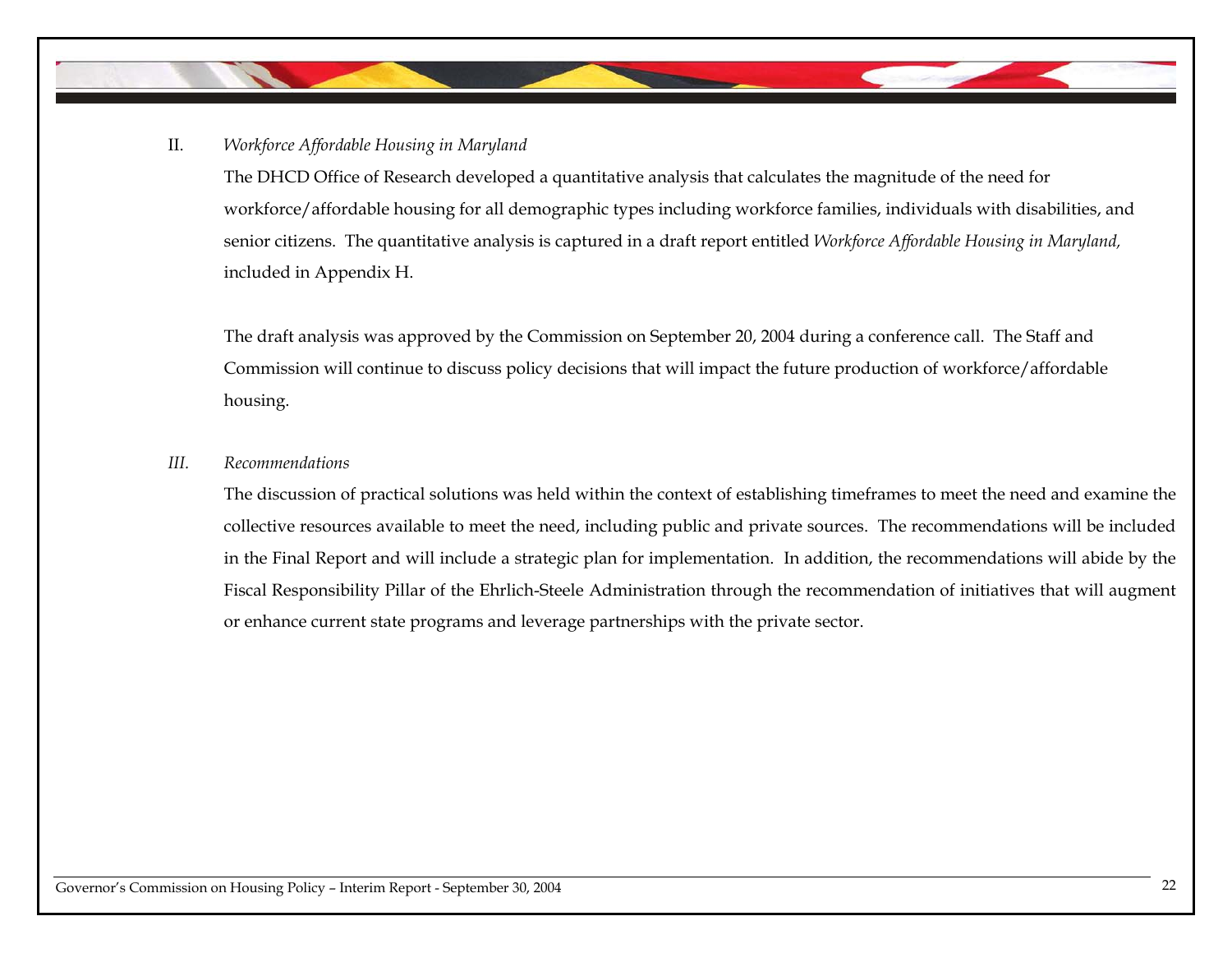## II. *Workforce Affordable Housing in Maryland*

The DHCD Office of Research developed a quantitative analysis that calculates the magnitude of the need for workforce/affordable housing for all demographic types including workforce families, individuals with disabilities, and senior citizens. The quantitative analysis is captured in a draft report entitled *Workforce Affordable Housing in Maryland,* included in Appendix H.

The draft analysis was approved by the Commission on September 20, 2004 during a conference call. The Staff and Commission will continue to discuss policy decisions that will impact the future production of workforce/affordable housing.

## *III. Recommendations*

The discussion of practical solutions was held within the context of establishing timeframes to meet the need and examine the collective resources available to meet the need, including public and private sources. The recommendations will be included in the Final Report and will include a strategic plan for implementation. In addition, the recommendations will abide by the Fiscal Responsibility Pillar of the Ehrlich-Steele Administration through the recommendation of initiatives that will augment or enhance current state programs and leverage partnerships with the private sector.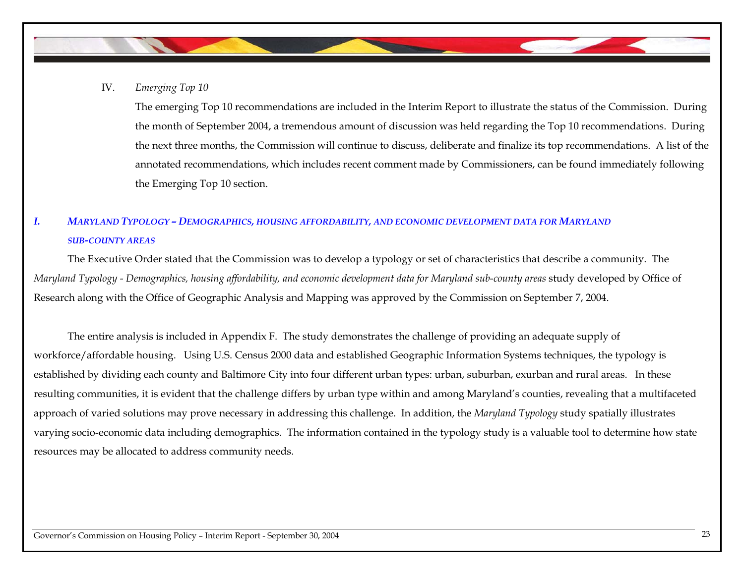IV. *Emerging Top 10*

The emerging Top 10 recommendations are included in the Interim Report to illustrate the status of the Commission. During the month of September 2004, a tremendous amount of discussion was held regarding the Top 10 recommendations. During the next three months, the Commission will continue to discuss, deliberate and finalize its top recommendations. A list of the annotated recommendations, which includes recent comment made by Commissioners, can be found immediately following the Emerging Top 10 section.

### *I. MARYLAND TYPOLOGY – DEMOGRAPHICS, HOUSING AFFORDABILITY, AND ECONOMIC DEVELOPMENT DATA FOR MARYLAND SUB-COUNTY AREAS*

The Executive Order stated that the Commission was to develop a typology or set of characteristics that describe a community. The *Maryland Typology - Demographics, housing affordability, and economic development data for Maryland sub-county areas* study developed by Office of Research along with the Office of Geographic Analysis and Mapping was approved by the Commission on September 7, 2004.

The entire analysis is included in Appendix F. The study demonstrates the challenge of providing an adequate supply of workforce/affordable housing. Using U.S. Census 2000 data and established Geographic Information Systems techniques, the typology is established by dividing each county and Baltimore City into four different urban types: urban, suburban, exurban and rural areas. In these resulting communities, it is evident that the challenge differs by urban type within and among Maryland's counties, revealing that a multifaceted approach of varied solutions may prove necessary in addressing this challenge. In addition, the *Maryland Typology* study spatially illustrates varying socio-economic data including demographics. The information contained in the typology study is a valuable tool to determine how state resources may be allocated to address community needs.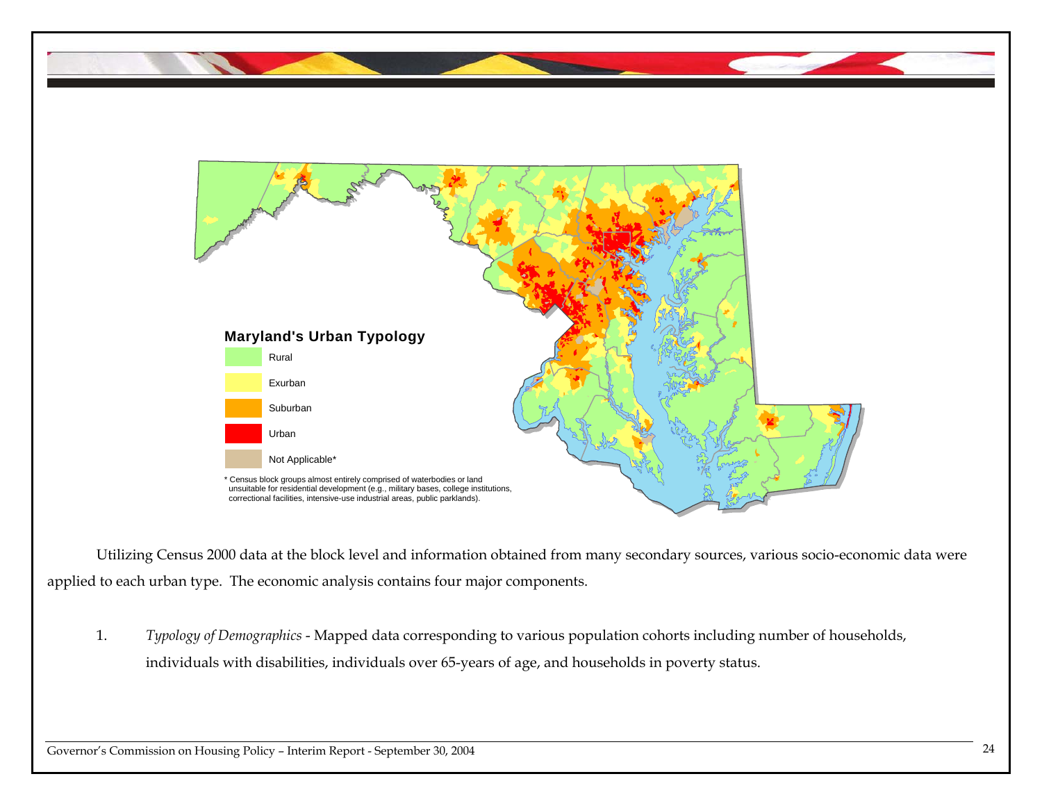**Maryland's Urban Typology**

- Rural
- Exurban
- Suburban
- Urban
- Not Applicable*

\* Census block groups almost entirely comprised of waterbodies or land unsuitable for residential development (e.g., military bases, college institutions, correctional facilities, intensive-use industrial areas, public parklands).

Utilizing Census 2000 data at the block level and information obtained from many secondary sources, various socio-economic data were applied to each urban type. The economic analysis contains four major components.

1. *Typology of Demographics* - Mapped data corresponding to various population cohorts including number of households, individuals with disabilities, individuals over 65-years of age, and households in poverty status.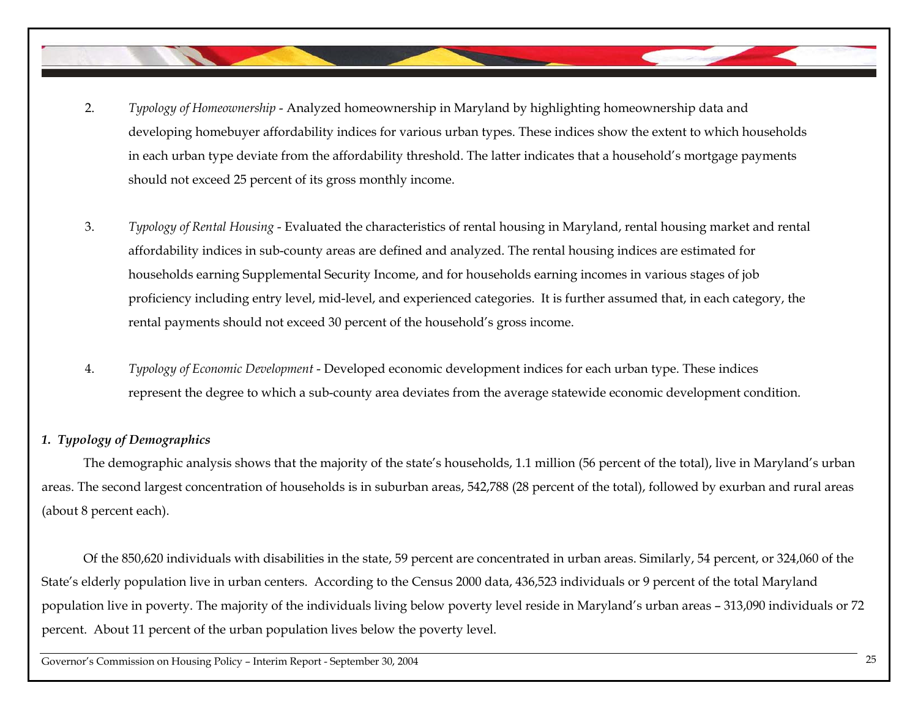2. *Typology of Homeownership* - Analyzed homeownership in Maryland by highlighting homeownership data and developing homebuyer affordability indices for various urban types. These indices show the extent to which households in each urban type deviate from the affordability threshold. The latter indicates that a household's mortgage payments should not exceed 25 percent of its gross monthly income.

3. *Typology of Rental Housing* - Evaluated the characteristics of rental housing in Maryland, rental housing market and rental affordability indices in sub-county areas are defined and analyzed. The rental housing indices are estimated for households earning Supplemental Security Income, and for households earning incomes in various stages of job proficiency including entry level, mid-level, and experienced categories. It is further assumed that, in each category, the rental payments should not exceed 30 percent of the household's gross income.

4. *Typology of Economic Development* - Developed economic development indices for each urban type. These indices represent the degree to which a sub-county area deviates from the average statewide economic development condition.

***1. Typology of Demographics***

The demographic analysis shows that the majority of the state's households, 1.1 million (56 percent of the total), live in Maryland's urban areas. The second largest concentration of households is in suburban areas, 542,788 (28 percent of the total), followed by exurban and rural areas (about 8 percent each).

Of the 850,620 individuals with disabilities in the state, 59 percent are concentrated in urban areas. Similarly, 54 percent, or 324,060 of the State's elderly population live in urban centers. According to the Census 2000 data, 436,523 individuals or 9 percent of the total Maryland population live in poverty. The majority of the individuals living below poverty level reside in Maryland's urban areas – 313,090 individuals or 72 percent. About 11 percent of the urban population lives below the poverty level.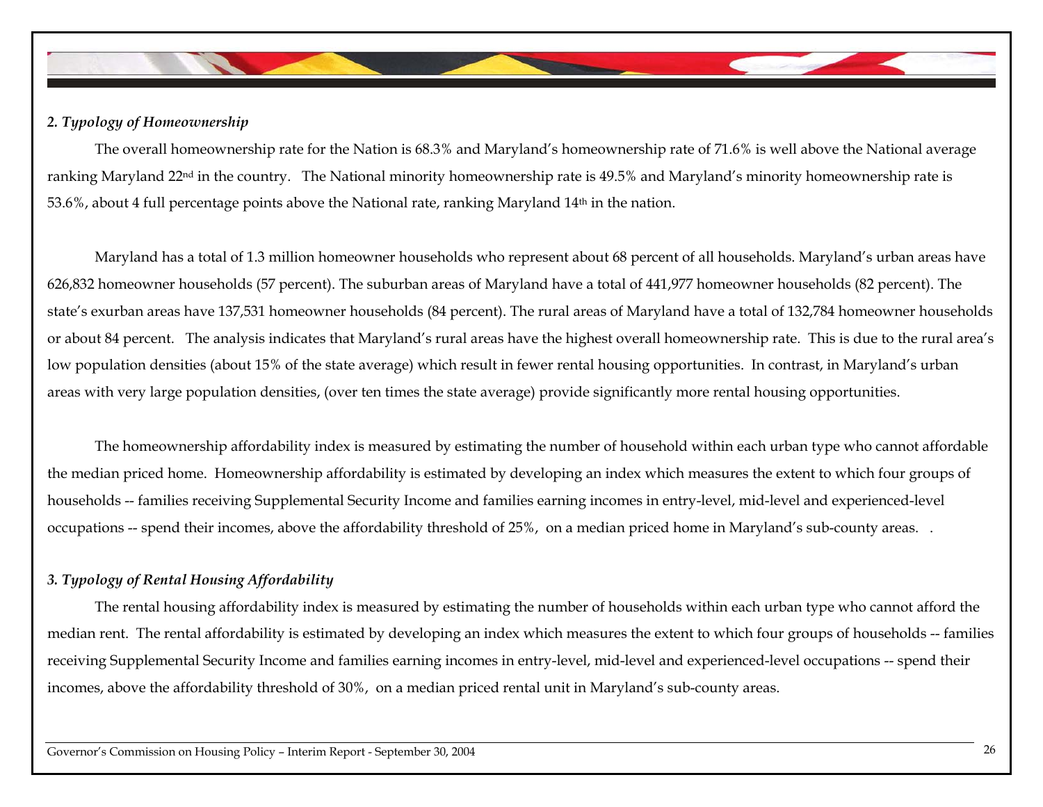### *2. Typology of Homeownership*

The overall homeownership rate for the Nation is 68.3% and Maryland's homeownership rate of 71.6% is well above the National average ranking Maryland 22nd in the country. The National minority homeownership rate is 49.5% and Maryland's minority homeownership rate is 53.6%, about 4 full percentage points above the National rate, ranking Maryland 14th in the nation.

Maryland has a total of 1.3 million homeowner households who represent about 68 percent of all households. Maryland's urban areas have 626,832 homeowner households (57 percent). The suburban areas of Maryland have a total of 441,977 homeowner households (82 percent). The state's exurban areas have 137,531 homeowner households (84 percent). The rural areas of Maryland have a total of 132,784 homeowner households or about 84 percent. The analysis indicates that Maryland's rural areas have the highest overall homeownership rate. This is due to the rural area's low population densities (about 15% of the state average) which result in fewer rental housing opportunities. In contrast, in Maryland's urban areas with very large population densities, (over ten times the state average) provide significantly more rental housing opportunities.

The homeownership affordability index is measured by estimating the number of household within each urban type who cannot affordable the median priced home. Homeownership affordability is estimated by developing an index which measures the extent to which four groups of households -- families receiving Supplemental Security Income and families earning incomes in entry-level, mid-level and experienced-level occupations -- spend their incomes, above the affordability threshold of 25%, on a median priced home in Maryland's sub-county areas. .

### *3. Typology of Rental Housing Affordability*

The rental housing affordability index is measured by estimating the number of households within each urban type who cannot afford the median rent. The rental affordability is estimated by developing an index which measures the extent to which four groups of households -- families receiving Supplemental Security Income and families earning incomes in entry-level, mid-level and experienced-level occupations -- spend their incomes, above the affordability threshold of 30%, on a median priced rental unit in Maryland's sub-county areas.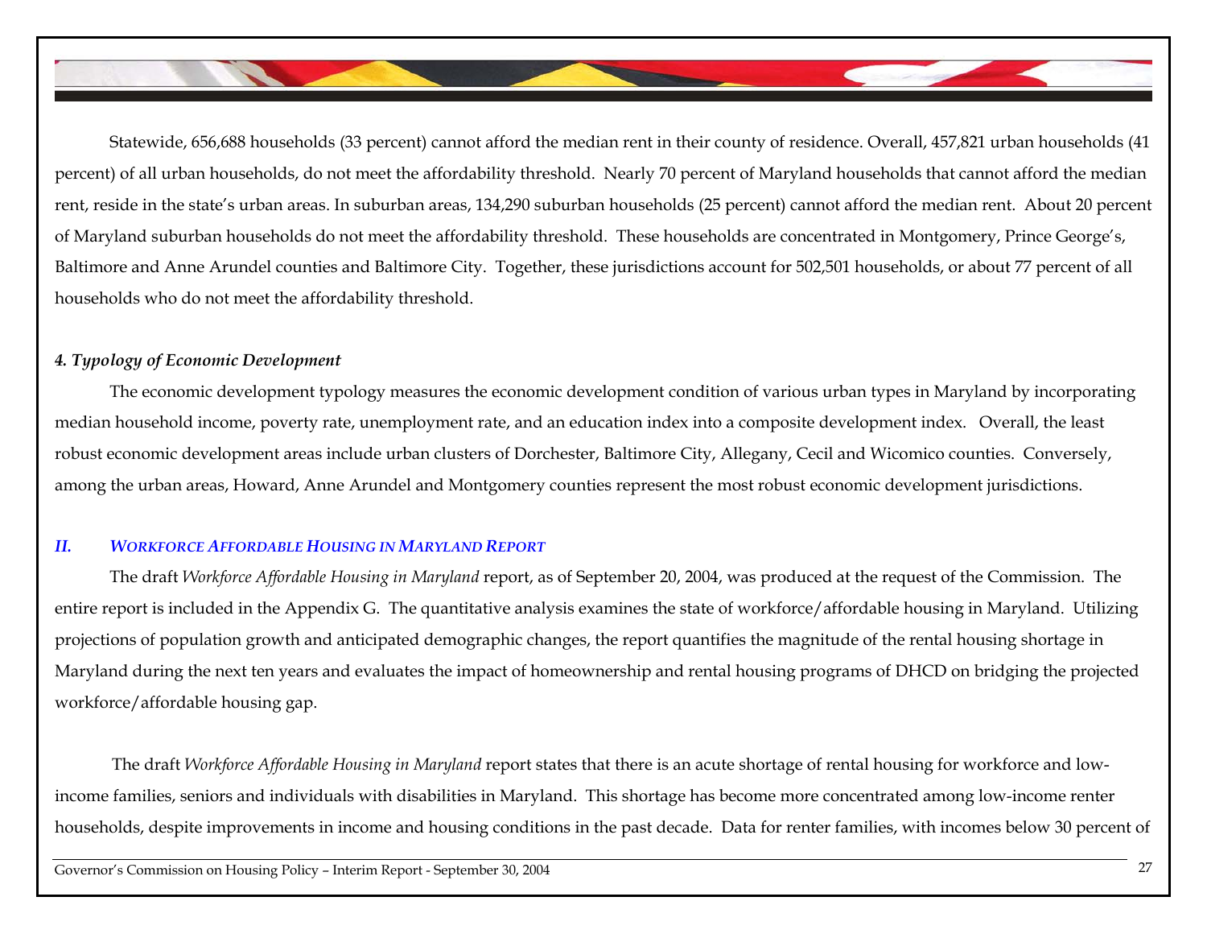Statewide, 656,688 households (33 percent) cannot afford the median rent in their county of residence. Overall, 457,821 urban households (41 percent) of all urban households, do not meet the affordability threshold. Nearly 70 percent of Maryland households that cannot afford the median rent, reside in the state's urban areas. In suburban areas, 134,290 suburban households (25 percent) cannot afford the median rent. About 20 percent of Maryland suburban households do not meet the affordability threshold. These households are concentrated in Montgomery, Prince George's, Baltimore and Anne Arundel counties and Baltimore City. Together, these jurisdictions account for 502,501 households, or about 77 percent of all households who do not meet the affordability threshold.

#### *4. Typology of Economic Development*

The economic development typology measures the economic development condition of various urban types in Maryland by incorporating median household income, poverty rate, unemployment rate, and an education index into a composite development index. Overall, the least robust economic development areas include urban clusters of Dorchester, Baltimore City, Allegany, Cecil and Wicomico counties. Conversely, among the urban areas, Howard, Anne Arundel and Montgomery counties represent the most robust economic development jurisdictions.

## *II. WORKFORCE AFFORDABLE HOUSING IN MARYLAND REPORT*

The draft *Workforce Affordable Housing in Maryland* report, as of September 20, 2004, was produced at the request of the Commission. The entire report is included in the Appendix G. The quantitative analysis examines the state of workforce/affordable housing in Maryland. Utilizing projections of population growth and anticipated demographic changes, the report quantifies the magnitude of the rental housing shortage in Maryland during the next ten years and evaluates the impact of homeownership and rental housing programs of DHCD on bridging the projected workforce/affordable housing gap.

The draft *Workforce Affordable Housing in Maryland* report states that there is an acute shortage of rental housing for workforce and low-income families, seniors and individuals with disabilities in Maryland. This shortage has become more concentrated among low-income renter households, despite improvements in income and housing conditions in the past decade. Data for renter families, with incomes below 30 percent of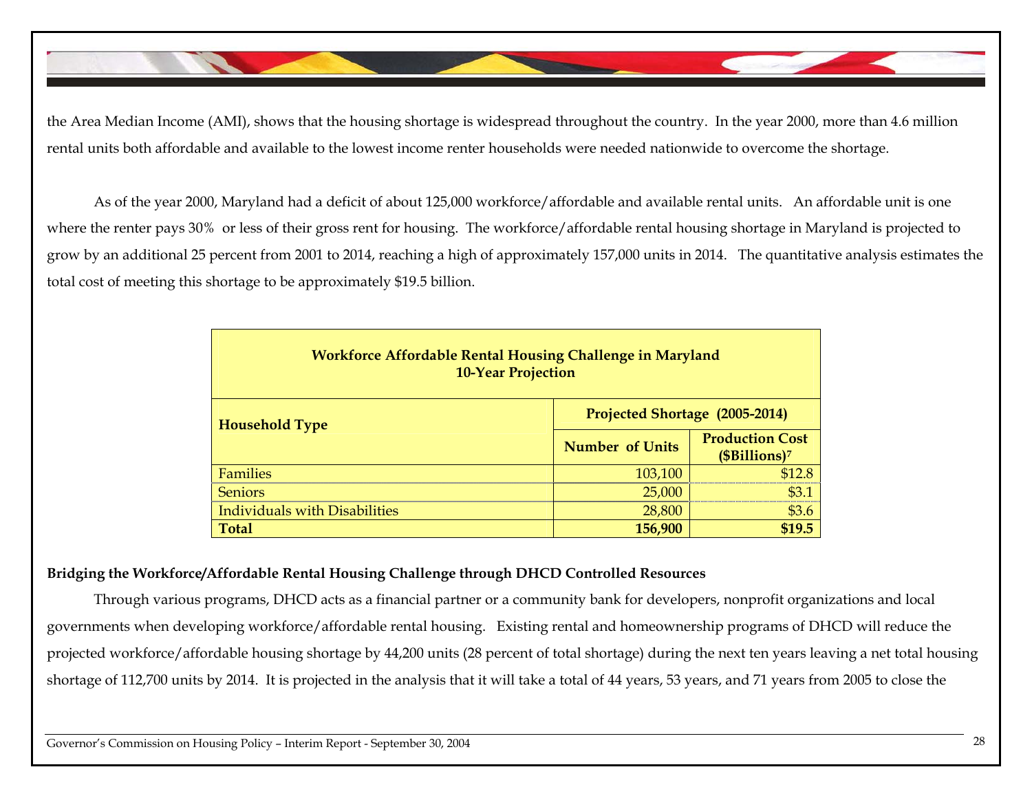the Area Median Income (AMI), shows that the housing shortage is widespread throughout the country. In the year 2000, more than 4.6 million rental units both affordable and available to the lowest income renter households were needed nationwide to overcome the shortage.

As of the year 2000, Maryland had a deficit of about 125,000 workforce/affordable and available rental units. An affordable unit is one where the renter pays 30% or less of their gross rent for housing. The workforce/affordable rental housing shortage in Maryland is projected to grow by an additional 25 percent from 2001 to 2014, reaching a high of approximately 157,000 units in 2014. The quantitative analysis estimates the total cost of meeting this shortage to be approximately $19.5 billion.

**Workforce Affordable Rental Housing Challenge in Maryland**
**10-Year Projection**

| **Household Type** | **Projected Shortage (2005-2014)** | |
|---|---|---|
| | **Number of Units** | **Production Cost ($Billions)[7]** |
| Families | 103,100 | $12.8 |
| Seniors | 25,000 | $3.1 |
| Individuals with Disabilities | 28,800 | $3.6 |
| **Total** | **156,900** | **$19.5** |

**Bridging the Workforce/Affordable Rental Housing Challenge through DHCD Controlled Resources**

Through various programs, DHCD acts as a financial partner or a community bank for developers, nonprofit organizations and local governments when developing workforce/affordable rental housing. Existing rental and homeownership programs of DHCD will reduce the projected workforce/affordable housing shortage by 44,200 units (28 percent of total shortage) during the next ten years leaving a net total housing shortage of 112,700 units by 2014. It is projected in the analysis that it will take a total of 44 years, 53 years, and 71 years from 2005 to close the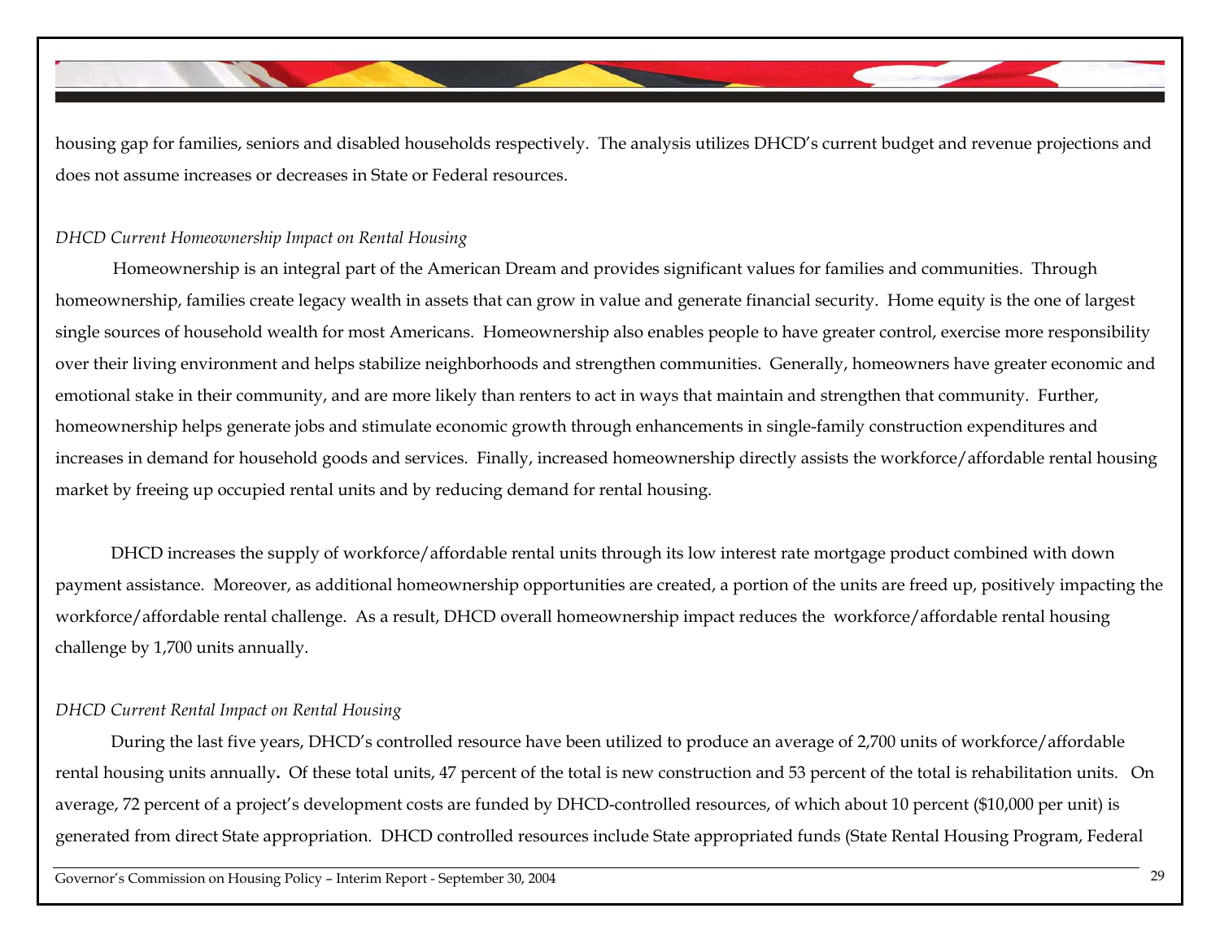housing gap for families, seniors and disabled households respectively. The analysis utilizes DHCD's current budget and revenue projections and does not assume increases or decreases in State or Federal resources.

*DHCD Current Homeownership Impact on Rental Housing*

Homeownership is an integral part of the American Dream and provides significant values for families and communities. Through homeownership, families create legacy wealth in assets that can grow in value and generate financial security. Home equity is the one of largest single sources of household wealth for most Americans. Homeownership also enables people to have greater control, exercise more responsibility over their living environment and helps stabilize neighborhoods and strengthen communities. Generally, homeowners have greater economic and emotional stake in their community, and are more likely than renters to act in ways that maintain and strengthen that community. Further, homeownership helps generate jobs and stimulate economic growth through enhancements in single-family construction expenditures and increases in demand for household goods and services. Finally, increased homeownership directly assists the workforce/affordable rental housing market by freeing up occupied rental units and by reducing demand for rental housing.

DHCD increases the supply of workforce/affordable rental units through its low interest rate mortgage product combined with down payment assistance. Moreover, as additional homeownership opportunities are created, a portion of the units are freed up, positively impacting the workforce/affordable rental challenge. As a result, DHCD overall homeownership impact reduces the workforce/affordable rental housing challenge by 1,700 units annually.

*DHCD Current Rental Impact on Rental Housing*

During the last five years, DHCD's controlled resource have been utilized to produce an average of 2,700 units of workforce/affordable rental housing units annually**.** Of these total units, 47 percent of the total is new construction and 53 percent of the total is rehabilitation units. On average, 72 percent of a project's development costs are funded by DHCD-controlled resources, of which about 10 percent ($10,000 per unit) is generated from direct State appropriation. DHCD controlled resources include State appropriated funds (State Rental Housing Program, Federal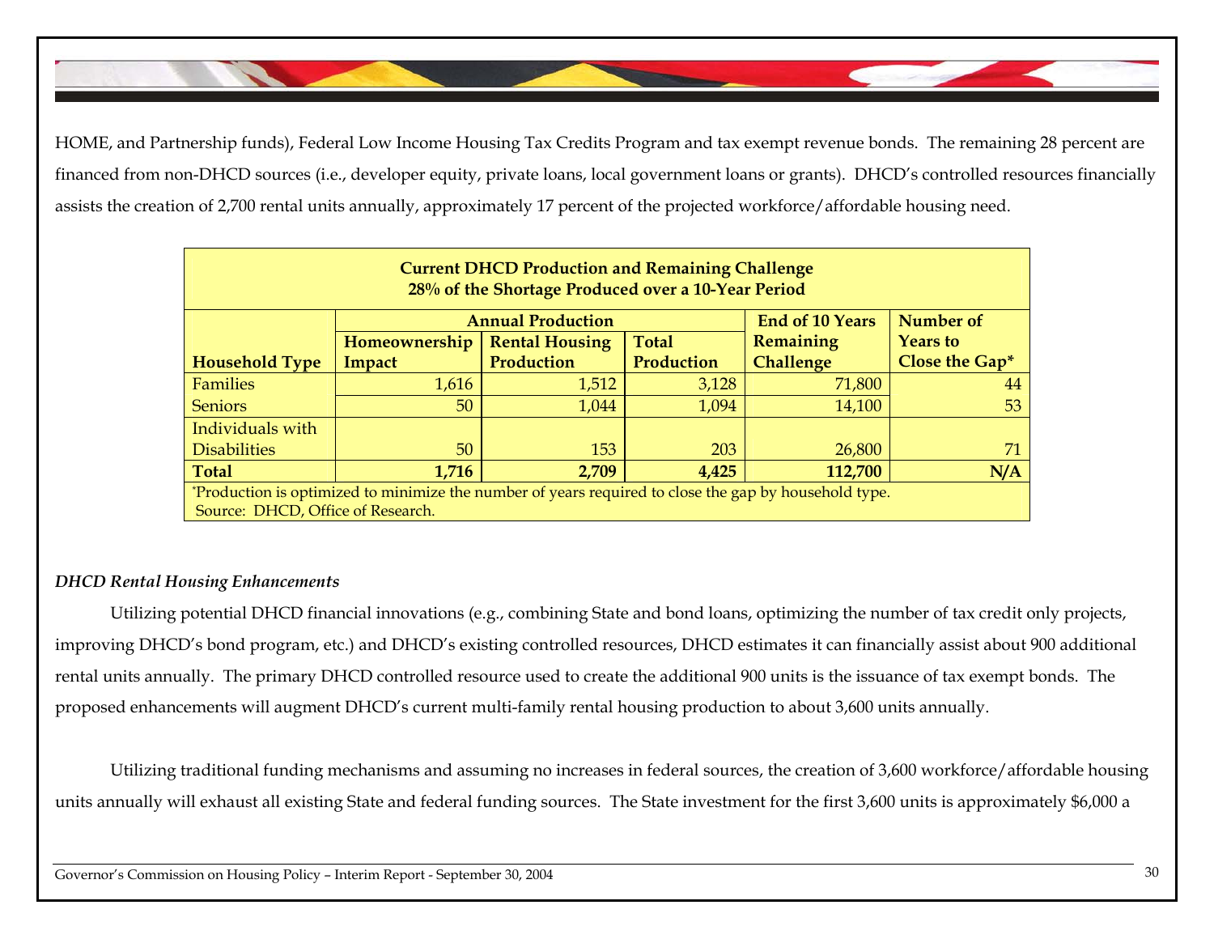HOME, and Partnership funds), Federal Low Income Housing Tax Credits Program and tax exempt revenue bonds. The remaining 28 percent are financed from non-DHCD sources (i.e., developer equity, private loans, local government loans or grants). DHCD's controlled resources financially assists the creation of 2,700 rental units annually, approximately 17 percent of the projected workforce/affordable housing need.

**Current DHCD Production and Remaining Challenge**
**28% of the Shortage Produced over a 10-Year Period**

| Household Type | Annual Production | | | End of 10 Years Remaining Challenge | Number of Years to Close the Gap* |
|---|---|---|---|---|---|
| | Homeownership Impact | Rental Housing Production | Total Production | | |
| Families | 1,616 | 1,512 | 3,128 | 71,800 | 44 |
| Seniors | 50 | 1,044 | 1,094 | 14,100 | 53 |
| Individuals with Disabilities | 50 | 153 | 203 | 26,800 | 71 |
| **Total** | **1,716** | **2,709** | **4,425** | **112,700** | **N/A** |

*Production is optimized to minimize the number of years required to close the gap by household type.
Source: DHCD, Office of Research.

*DHCD Rental Housing Enhancements*

Utilizing potential DHCD financial innovations (e.g., combining State and bond loans, optimizing the number of tax credit only projects, improving DHCD's bond program, etc.) and DHCD's existing controlled resources, DHCD estimates it can financially assist about 900 additional rental units annually. The primary DHCD controlled resource used to create the additional 900 units is the issuance of tax exempt bonds. The proposed enhancements will augment DHCD's current multi-family rental housing production to about 3,600 units annually.

Utilizing traditional funding mechanisms and assuming no increases in federal sources, the creation of 3,600 workforce/affordable housing units annually will exhaust all existing State and federal funding sources. The State investment for the first 3,600 units is approximately $6,000 a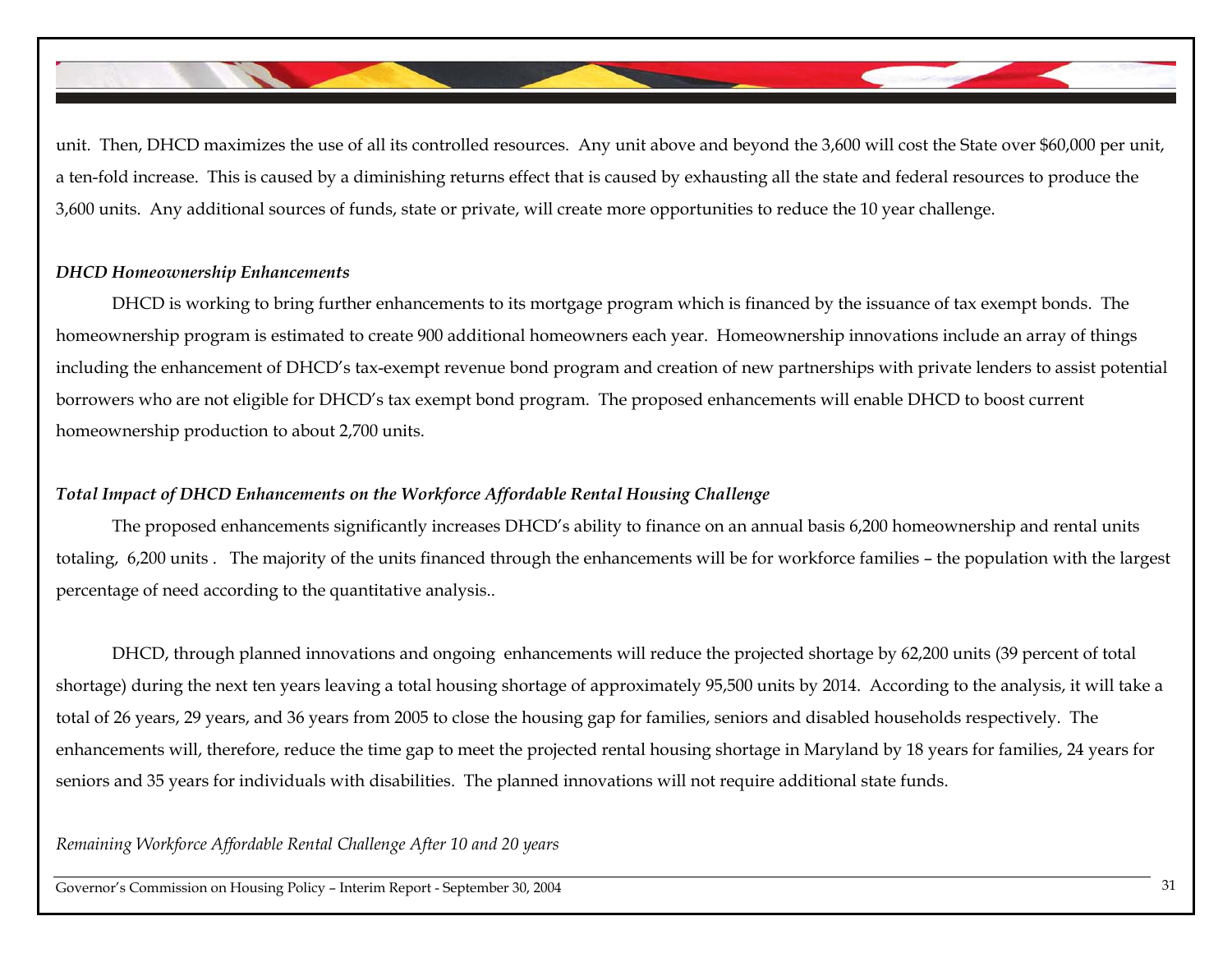unit. Then, DHCD maximizes the use of all its controlled resources. Any unit above and beyond the 3,600 will cost the State over $60,000 per unit, a ten-fold increase. This is caused by a diminishing returns effect that is caused by exhausting all the state and federal resources to produce the 3,600 units. Any additional sources of funds, state or private, will create more opportunities to reduce the 10 year challenge.

***DHCD Homeownership Enhancements***

DHCD is working to bring further enhancements to its mortgage program which is financed by the issuance of tax exempt bonds. The homeownership program is estimated to create 900 additional homeowners each year. Homeownership innovations include an array of things including the enhancement of DHCD's tax-exempt revenue bond program and creation of new partnerships with private lenders to assist potential borrowers who are not eligible for DHCD's tax exempt bond program. The proposed enhancements will enable DHCD to boost current homeownership production to about 2,700 units.

***Total Impact of DHCD Enhancements on the Workforce Affordable Rental Housing Challenge***

The proposed enhancements significantly increases DHCD's ability to finance on an annual basis 6,200 homeownership and rental units totaling, 6,200 units . The majority of the units financed through the enhancements will be for workforce families – the population with the largest percentage of need according to the quantitative analysis..

DHCD, through planned innovations and ongoing enhancements will reduce the projected shortage by 62,200 units (39 percent of total shortage) during the next ten years leaving a total housing shortage of approximately 95,500 units by 2014. According to the analysis, it will take a total of 26 years, 29 years, and 36 years from 2005 to close the housing gap for families, seniors and disabled households respectively. The enhancements will, therefore, reduce the time gap to meet the projected rental housing shortage in Maryland by 18 years for families, 24 years for seniors and 35 years for individuals with disabilities. The planned innovations will not require additional state funds.

*Remaining Workforce Affordable Rental Challenge After 10 and 20 years*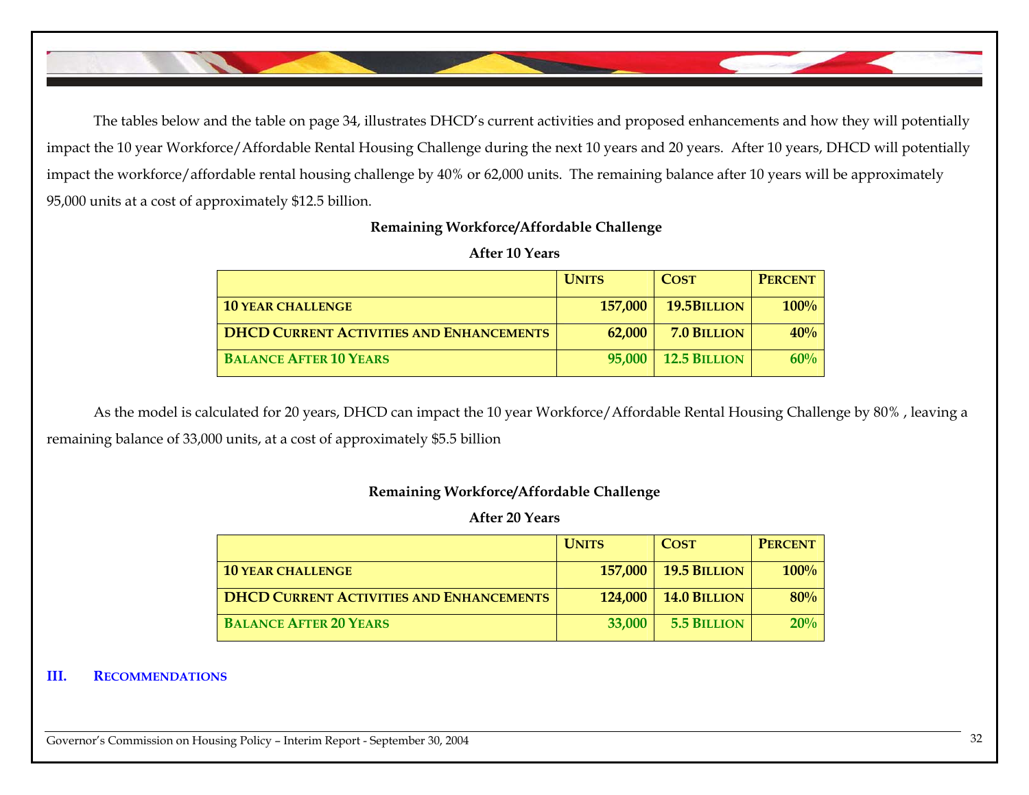The tables below and the table on page 34, illustrates DHCD's current activities and proposed enhancements and how they will potentially impact the 10 year Workforce/Affordable Rental Housing Challenge during the next 10 years and 20 years. After 10 years, DHCD will potentially impact the workforce/affordable rental housing challenge by 40% or 62,000 units. The remaining balance after 10 years will be approximately 95,000 units at a cost of approximately $12.5 billion.

**Remaining Workforce/Affordable Challenge**

**After 10 Years**

| | UNITS | COST | PERCENT |
|---|---|---|---|
| **10 YEAR CHALLENGE** | **157,000** | **19.5BILLION** | **100%** |
| **DHCD CURRENT ACTIVITIES AND ENHANCEMENTS** | **62,000** | **7.0 BILLION** | **40%** |
| **BALANCE AFTER 10 YEARS** | **95,000** | **12.5 BILLION** | **60%** |

As the model is calculated for 20 years, DHCD can impact the 10 year Workforce/Affordable Rental Housing Challenge by 80% , leaving a remaining balance of 33,000 units, at a cost of approximately $5.5 billion

**Remaining Workforce/Affordable Challenge**

**After 20 Years**

| | UNITS | COST | PERCENT |
|---|---|---|---|
| **10 YEAR CHALLENGE** | **157,000** | **19.5 BILLION** | **100%** |
| **DHCD CURRENT ACTIVITIES AND ENHANCEMENTS** | **124,000** | **14.0 BILLION** | **80%** |
| **BALANCE AFTER 20 YEARS** | **33,000** | **5.5 BILLION** | **20%** |

## III. RECOMMENDATIONS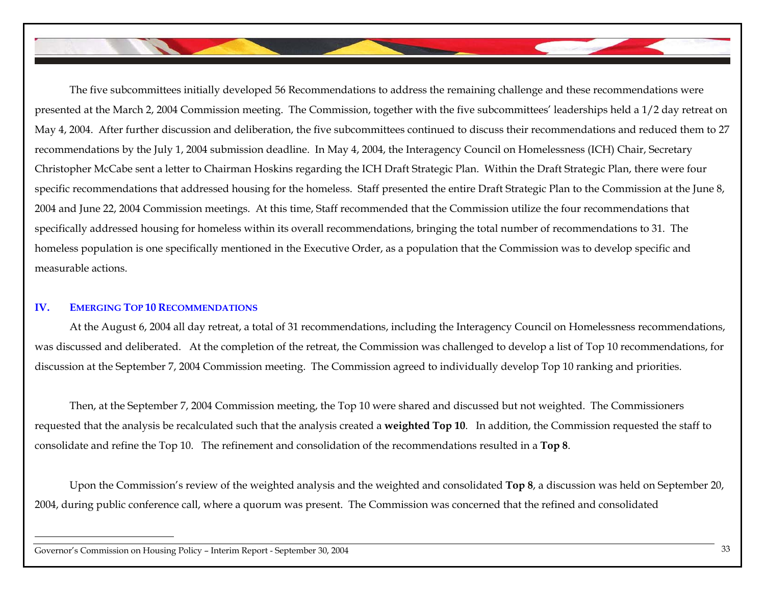The five subcommittees initially developed 56 Recommendations to address the remaining challenge and these recommendations were presented at the March 2, 2004 Commission meeting. The Commission, together with the five subcommittees' leaderships held a 1/2 day retreat on May 4, 2004. After further discussion and deliberation, the five subcommittees continued to discuss their recommendations and reduced them to 27 recommendations by the July 1, 2004 submission deadline. In May 4, 2004, the Interagency Council on Homelessness (ICH) Chair, Secretary Christopher McCabe sent a letter to Chairman Hoskins regarding the ICH Draft Strategic Plan. Within the Draft Strategic Plan, there were four specific recommendations that addressed housing for the homeless. Staff presented the entire Draft Strategic Plan to the Commission at the June 8, 2004 and June 22, 2004 Commission meetings. At this time, Staff recommended that the Commission utilize the four recommendations that specifically addressed housing for homeless within its overall recommendations, bringing the total number of recommendations to 31. The homeless population is one specifically mentioned in the Executive Order, as a population that the Commission was to develop specific and measurable actions.

## IV. EMERGING TOP 10 RECOMMENDATIONS

At the August 6, 2004 all day retreat, a total of 31 recommendations, including the Interagency Council on Homelessness recommendations, was discussed and deliberated. At the completion of the retreat, the Commission was challenged to develop a list of Top 10 recommendations, for discussion at the September 7, 2004 Commission meeting. The Commission agreed to individually develop Top 10 ranking and priorities.

Then, at the September 7, 2004 Commission meeting, the Top 10 were shared and discussed but not weighted. The Commissioners requested that the analysis be recalculated such that the analysis created a **weighted Top 10**. In addition, the Commission requested the staff to consolidate and refine the Top 10. The refinement and consolidation of the recommendations resulted in a **Top 8**.

Upon the Commission's review of the weighted analysis and the weighted and consolidated **Top 8**, a discussion was held on September 20, 2004, during public conference call, where a quorum was present. The Commission was concerned that the refined and consolidated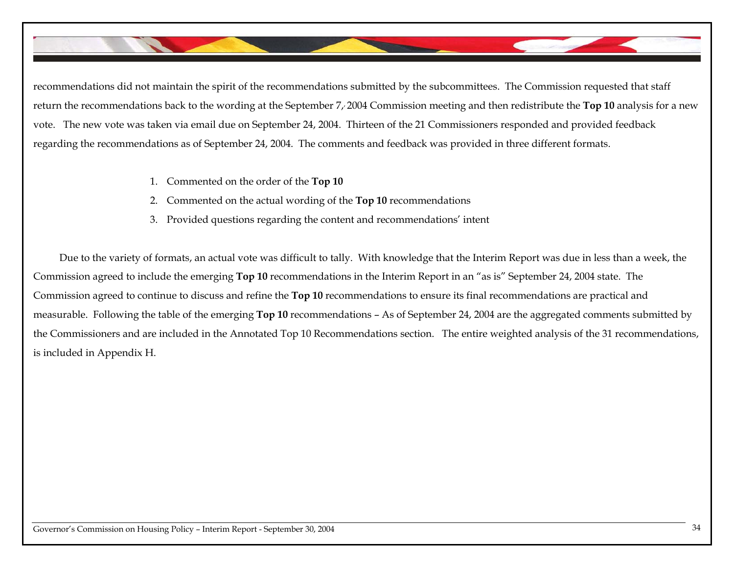recommendations did not maintain the spirit of the recommendations submitted by the subcommittees. The Commission requested that staff return the recommendations back to the wording at the September 7, 2004 Commission meeting and then redistribute the **Top 10** analysis for a new vote. The new vote was taken via email due on September 24, 2004. Thirteen of the 21 Commissioners responded and provided feedback regarding the recommendations as of September 24, 2004. The comments and feedback was provided in three different formats.

1. Commented on the order of the **Top 10**
2. Commented on the actual wording of the **Top 10** recommendations
3. Provided questions regarding the content and recommendations' intent

Due to the variety of formats, an actual vote was difficult to tally. With knowledge that the Interim Report was due in less than a week, the Commission agreed to include the emerging **Top 10** recommendations in the Interim Report in an "as is" September 24, 2004 state. The Commission agreed to continue to discuss and refine the **Top 10** recommendations to ensure its final recommendations are practical and measurable. Following the table of the emerging **Top 10** recommendations – As of September 24, 2004 are the aggregated comments submitted by the Commissioners and are included in the Annotated Top 10 Recommendations section. The entire weighted analysis of the 31 recommendations, is included in Appendix H.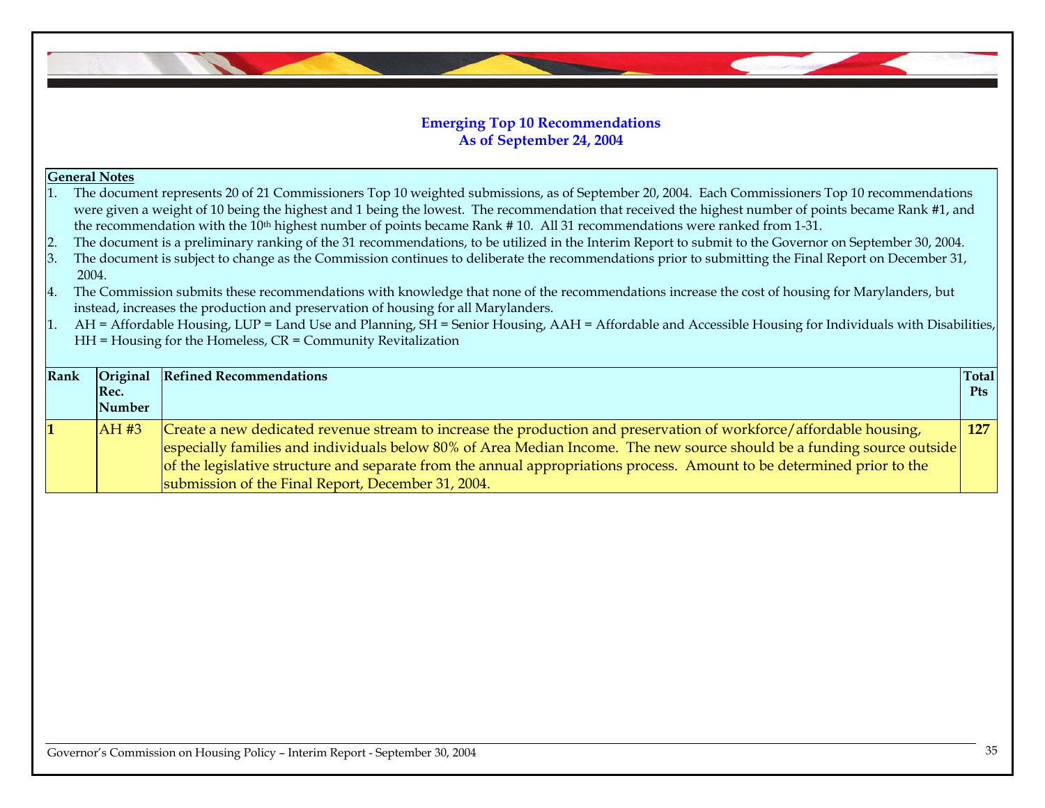## Emerging Top 10 Recommendations
## As of September 24, 2004

**General Notes**

1. The document represents 20 of 21 Commissioners Top 10 weighted submissions, as of September 20, 2004. Each Commissioners Top 10 recommendations were given a weight of 10 being the highest and 1 being the lowest. The recommendation that received the highest number of points became Rank #1, and the recommendation with the 10th highest number of points became Rank # 10. All 31 recommendations were ranked from 1-31.
2. The document is a preliminary ranking of the 31 recommendations, to be utilized in the Interim Report to submit to the Governor on September 30, 2004.
3. The document is subject to change as the Commission continues to deliberate the recommendations prior to submitting the Final Report on December 31, 2004.
4. The Commission submits these recommendations with knowledge that none of the recommendations increase the cost of housing for Marylanders, but instead, increases the production and preservation of housing for all Marylanders.
1. AH = Affordable Housing, LUP = Land Use and Planning, SH = Senior Housing, AAH = Affordable and Accessible Housing for Individuals with Disabilities, HH = Housing for the Homeless, CR = Community Revitalization

| Rank | Original Rec. Number | Refined Recommendations | Total Pts |
|---|---|---|---|
| **1** | AH #3 | Create a new dedicated revenue stream to increase the production and preservation of workforce/affordable housing, especially families and individuals below 80% of Area Median Income. The new source should be a funding source outside of the legislative structure and separate from the annual appropriations process. Amount to be determined prior to the submission of the Final Report, December 31, 2004. | **127** |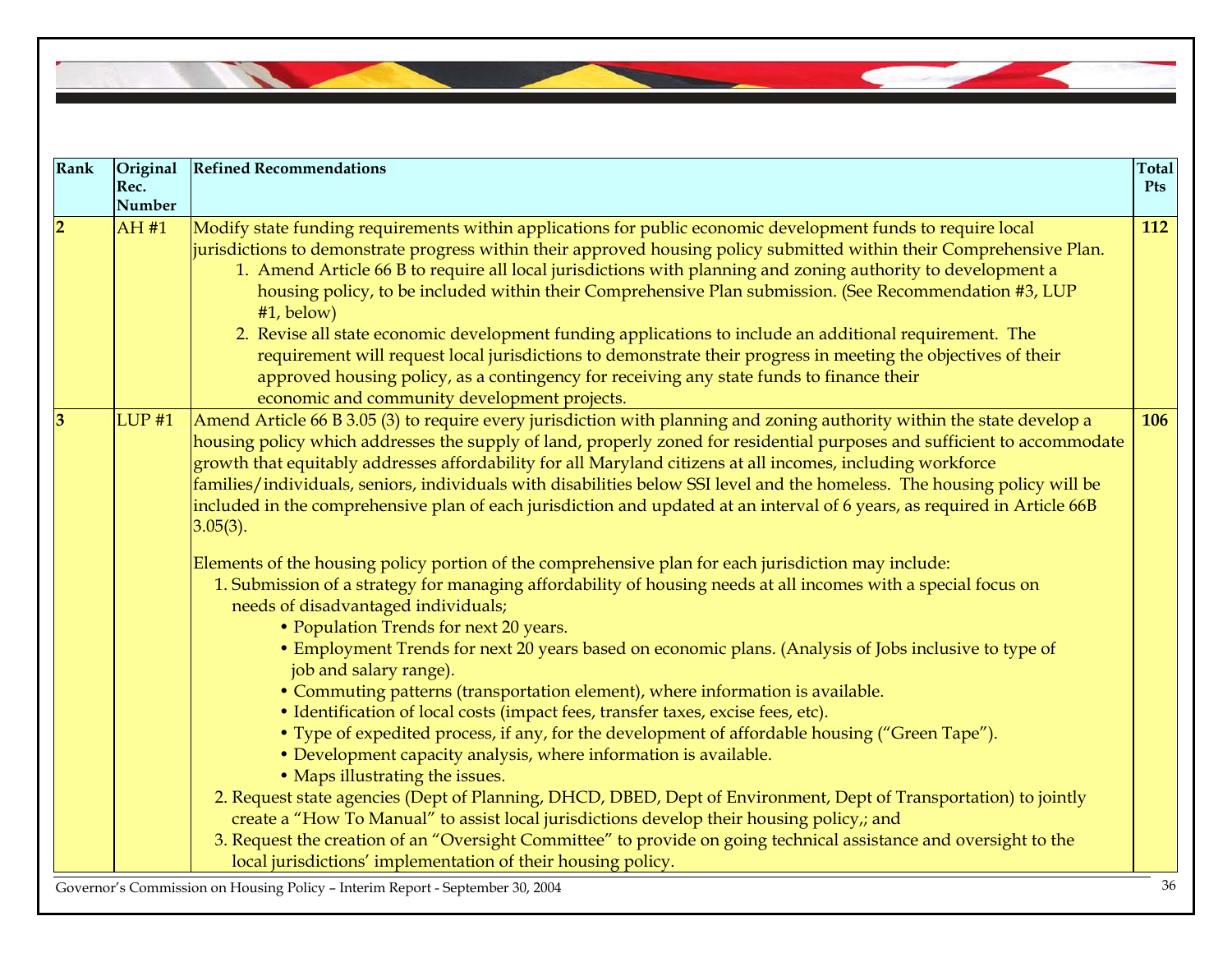| Rank | Original Rec. Number | Refined Recommendations | Total Pts |
|---|---|---|---|
| **2** | AH #1 | Modify state funding requirements within applications for public economic development funds to require local jurisdictions to demonstrate progress within their approved housing policy submitted within their Comprehensive Plan.<br>1. Amend Article 66 B to require all local jurisdictions with planning and zoning authority to development a housing policy, to be included within their Comprehensive Plan submission. (See Recommendation #3, LUP #1, below)<br>2. Revise all state economic development funding applications to include an additional requirement. The requirement will request local jurisdictions to demonstrate their progress in meeting the objectives of their approved housing policy, as a contingency for receiving any state funds to finance their economic and community development projects. | **112** |
| **3** | LUP #1 | Amend Article 66 B 3.05 (3) to require every jurisdiction with planning and zoning authority within the state develop a housing policy which addresses the supply of land, properly zoned for residential purposes and sufficient to accommodate growth that equitably addresses affordability for all Maryland citizens at all incomes, including workforce families/individuals, seniors, individuals with disabilities below SSI level and the homeless. The housing policy will be included in the comprehensive plan of each jurisdiction and updated at an interval of 6 years, as required in Article 66B 3.05(3).<br><br>Elements of the housing policy portion of the comprehensive plan for each jurisdiction may include:<br>1. Submission of a strategy for managing affordability of housing needs at all incomes with a special focus on needs of disadvantaged individuals;<br>• Population Trends for next 20 years.<br>• Employment Trends for next 20 years based on economic plans. (Analysis of Jobs inclusive to type of job and salary range).<br>• Commuting patterns (transportation element), where information is available.<br>• Identification of local costs (impact fees, transfer taxes, excise fees, etc).<br>• Type of expedited process, if any, for the development of affordable housing ("Green Tape").<br>• Development capacity analysis, where information is available.<br>• Maps illustrating the issues.<br>2. Request state agencies (Dept of Planning, DHCD, DBED, Dept of Environment, Dept of Transportation) to jointly create a "How To Manual" to assist local jurisdictions develop their housing policy,; and<br>3. Request the creation of an "Oversight Committee" to provide on going technical assistance and oversight to the local jurisdictions' implementation of their housing policy. | **106** |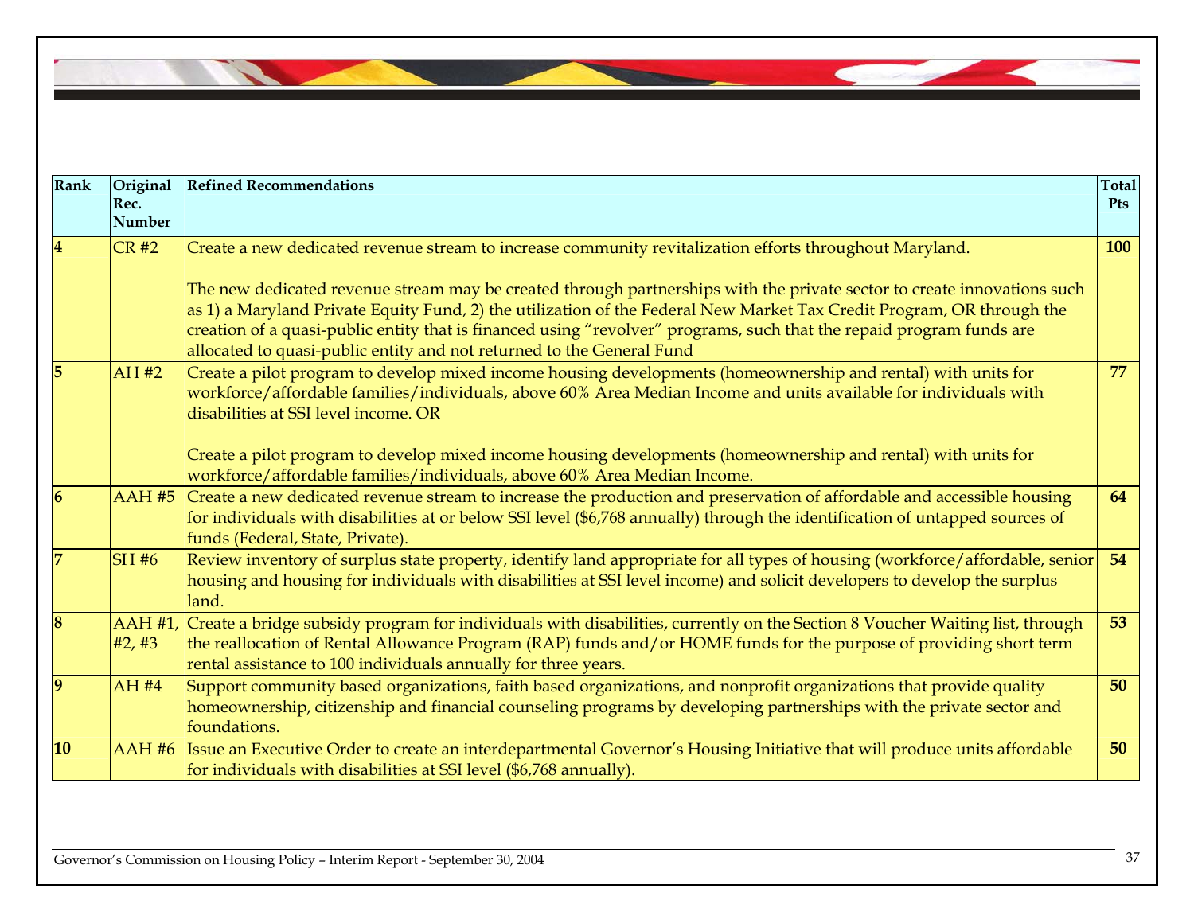| Rank | Original Rec. Number | Refined Recommendations | Total Pts |
|---|---|---|---|
| **4** | CR #2 | Create a new dedicated revenue stream to increase community revitalization efforts throughout Maryland.<br><br>The new dedicated revenue stream may be created through partnerships with the private sector to create innovations such as 1) a Maryland Private Equity Fund, 2) the utilization of the Federal New Market Tax Credit Program, OR through the creation of a quasi-public entity that is financed using "revolver" programs, such that the repaid program funds are allocated to quasi-public entity and not returned to the General Fund | **100** |
| **5** | AH #2 | Create a pilot program to develop mixed income housing developments (homeownership and rental) with units for workforce/affordable families/individuals, above 60% Area Median Income and units available for individuals with disabilities at SSI level income. OR<br><br>Create a pilot program to develop mixed income housing developments (homeownership and rental) with units for workforce/affordable families/individuals, above 60% Area Median Income. | **77** |
| **6** | AAH #5 | Create a new dedicated revenue stream to increase the production and preservation of affordable and accessible housing for individuals with disabilities at or below SSI level ($6,768 annually) through the identification of untapped sources of funds (Federal, State, Private). | **64** |
| **7** | SH #6 | Review inventory of surplus state property, identify land appropriate for all types of housing (workforce/affordable, senior housing and housing for individuals with disabilities at SSI level income) and solicit developers to develop the surplus land. | **54** |
| **8** | AAH #1, #2, #3 | Create a bridge subsidy program for individuals with disabilities, currently on the Section 8 Voucher Waiting list, through the reallocation of Rental Allowance Program (RAP) funds and/or HOME funds for the purpose of providing short term rental assistance to 100 individuals annually for three years. | **53** |
| **9** | AH #4 | Support community based organizations, faith based organizations, and nonprofit organizations that provide quality homeownership, citizenship and financial counseling programs by developing partnerships with the private sector and foundations. | **50** |
| **10** | AAH #6 | Issue an Executive Order to create an interdepartmental Governor's Housing Initiative that will produce units affordable for individuals with disabilities at SSI level ($6,768 annually). | **50** |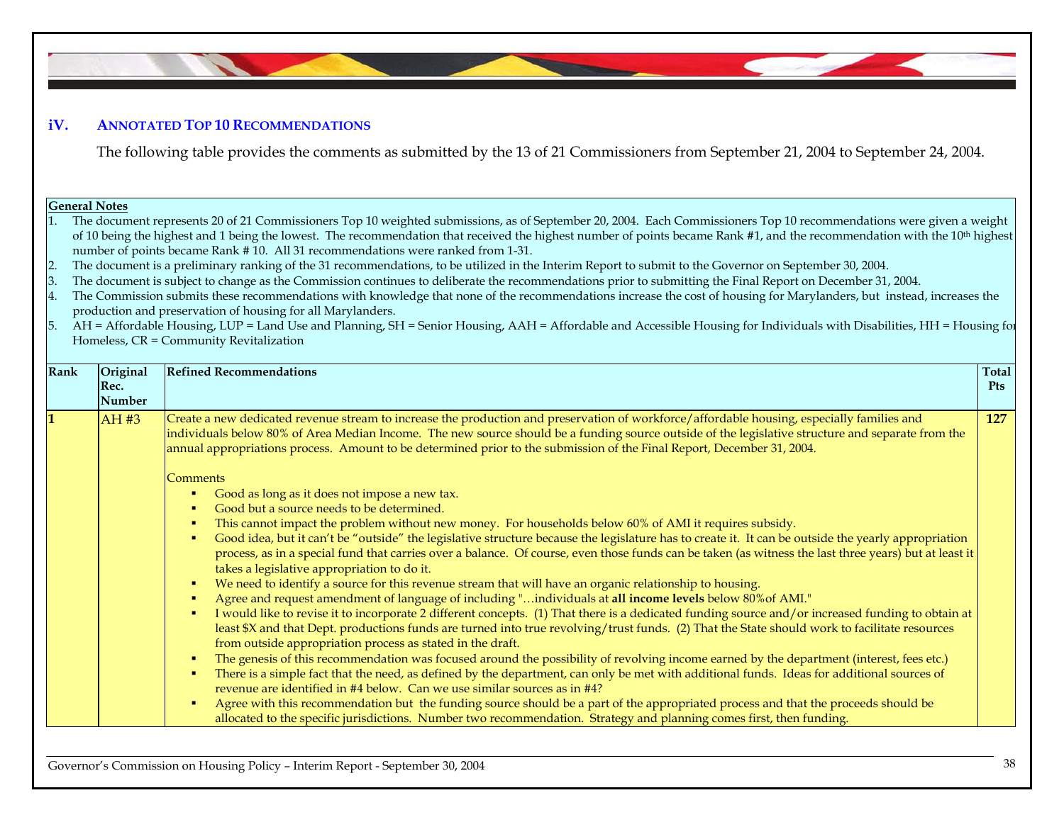## iV. ANNOTATED TOP 10 RECOMMENDATIONS

The following table provides the comments as submitted by the 13 of 21 Commissioners from September 21, 2004 to September 24, 2004.

**General Notes**

1. The document represents 20 of 21 Commissioners Top 10 weighted submissions, as of September 20, 2004. Each Commissioners Top 10 recommendations were given a weight of 10 being the highest and 1 being the lowest. The recommendation that received the highest number of points became Rank #1, and the recommendation with the 10th highest number of points became Rank # 10. All 31 recommendations were ranked from 1-31.
2. The document is a preliminary ranking of the 31 recommendations, to be utilized in the Interim Report to submit to the Governor on September 30, 2004.
3. The document is subject to change as the Commission continues to deliberate the recommendations prior to submitting the Final Report on December 31, 2004.
4. The Commission submits these recommendations with knowledge that none of the recommendations increase the cost of housing for Marylanders, but instead, increases the production and preservation of housing for all Marylanders.
5. AH = Affordable Housing, LUP = Land Use and Planning, SH = Senior Housing, AAH = Affordable and Accessible Housing for Individuals with Disabilities, HH = Housing for Homeless, CR = Community Revitalization

| Rank | Original Rec. Number | Refined Recommendations | Total Pts |
|---|---|---|---|
| **1** | AH #3 | Create a new dedicated revenue stream to increase the production and preservation of workforce/affordable housing, especially families and individuals below 80% of Area Median Income. The new source should be a funding source outside of the legislative structure and separate from the annual appropriations process. Amount to be determined prior to the submission of the Final Report, December 31, 2004.<br><br>Comments<br>▪ Good as long as it does not impose a new tax.<br>▪ Good but a source needs to be determined.<br>▪ This cannot impact the problem without new money. For households below 60% of AMI it requires subsidy.<br>▪ Good idea, but it can't be "outside" the legislative structure because the legislature has to create it. It can be outside the yearly appropriation process, as in a special fund that carries over a balance. Of course, even those funds can be taken (as witness the last three years) but at least it takes a legislative appropriation to do it.<br>▪ We need to identify a source for this revenue stream that will have an organic relationship to housing.<br>▪ Agree and request amendment of language of including "…individuals at **all income levels** below 80%of AMI."<br>▪ I would like to revise it to incorporate 2 different concepts. (1) That there is a dedicated funding source and/or increased funding to obtain at least $X and that Dept. productions funds are turned into true revolving/trust funds. (2) That the State should work to facilitate resources from outside appropriation process as stated in the draft.<br>▪ The genesis of this recommendation was focused around the possibility of revolving income earned by the department (interest, fees etc.)<br>▪ There is a simple fact that the need, as defined by the department, can only be met with additional funds. Ideas for additional sources of revenue are identified in #4 below. Can we use similar sources as in #4?<br>▪ Agree with this recommendation but the funding source should be a part of the appropriated process and that the proceeds should be allocated to the specific jurisdictions. Number two recommendation. Strategy and planning comes first, then funding. | **127** |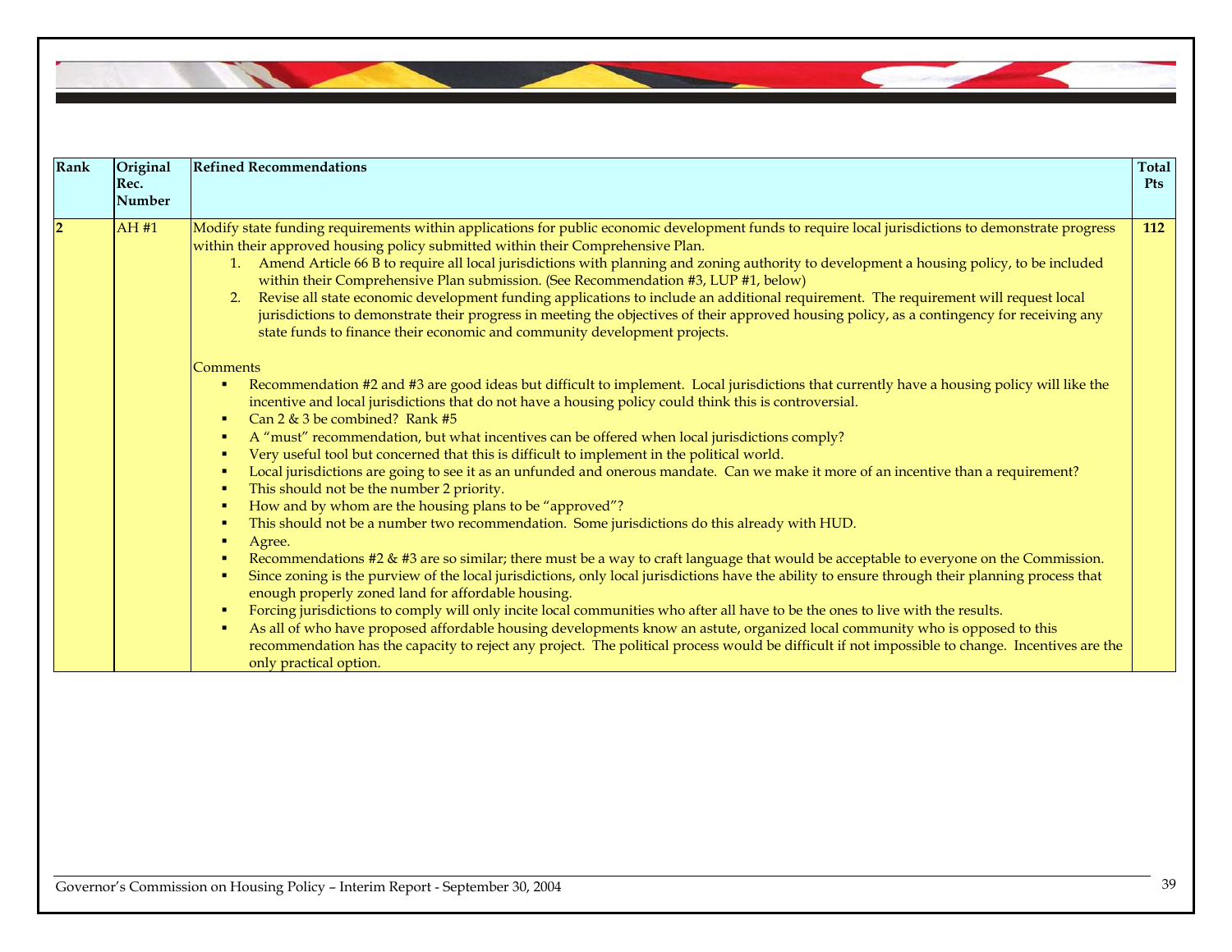| Rank | Original Rec. Number | Refined Recommendations | Total Pts |
|---|---|---|---|
| **2** | AH #1 | Modify state funding requirements within applications for public economic development funds to require local jurisdictions to demonstrate progress within their approved housing policy submitted within their Comprehensive Plan.<br>1. Amend Article 66 B to require all local jurisdictions with planning and zoning authority to development a housing policy, to be included within their Comprehensive Plan submission. (See Recommendation #3, LUP #1, below)<br>2. Revise all state economic development funding applications to include an additional requirement. The requirement will request local jurisdictions to demonstrate their progress in meeting the objectives of their approved housing policy, as a contingency for receiving any state funds to finance their economic and community development projects.<br><br>Comments<br>▪ Recommendation #2 and #3 are good ideas but difficult to implement. Local jurisdictions that currently have a housing policy will like the incentive and local jurisdictions that do not have a housing policy could think this is controversial.<br>▪ Can 2 & 3 be combined? Rank #5<br>▪ A "must" recommendation, but what incentives can be offered when local jurisdictions comply?<br>▪ Very useful tool but concerned that this is difficult to implement in the political world.<br>▪ Local jurisdictions are going to see it as an unfunded and onerous mandate. Can we make it more of an incentive than a requirement?<br>▪ This should not be the number 2 priority.<br>▪ How and by whom are the housing plans to be "approved"?<br>▪ This should not be a number two recommendation. Some jurisdictions do this already with HUD.<br>▪ Agree.<br>▪ Recommendations #2 & #3 are so similar; there must be a way to craft language that would be acceptable to everyone on the Commission.<br>▪ Since zoning is the purview of the local jurisdictions, only local jurisdictions have the ability to ensure through their planning process that enough properly zoned land for affordable housing.<br>▪ Forcing jurisdictions to comply will only incite local communities who after all have to be the ones to live with the results.<br>▪ As all of who have proposed affordable housing developments know an astute, organized local community who is opposed to this recommendation has the capacity to reject any project. The political process would be difficult if not impossible to change. Incentives are the only practical option. | **112** |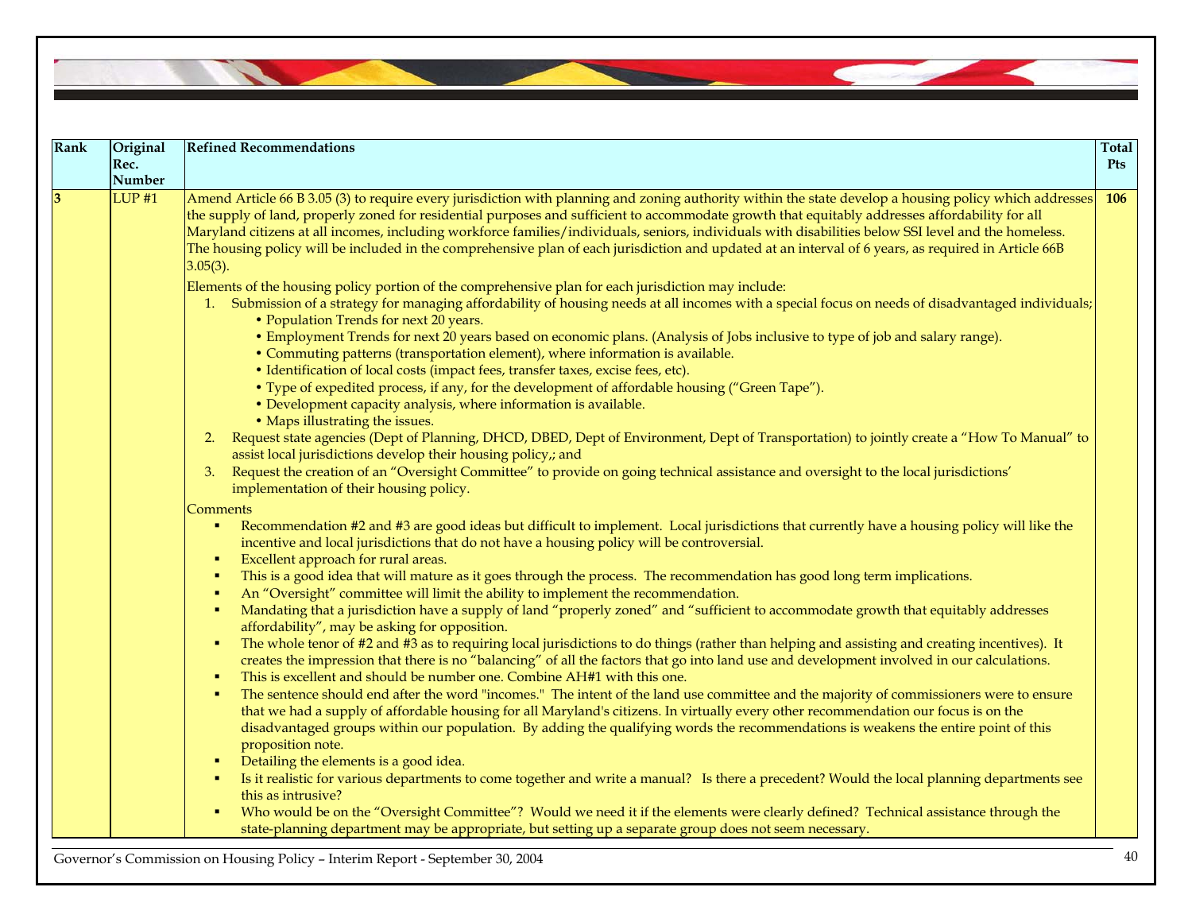| Rank | Original Rec. Number | Refined Recommendations | Total Pts |
|---|---|---|---|
| **3** | LUP #1 | Amend Article 66 B 3.05 (3) to require every jurisdiction with planning and zoning authority within the state develop a housing policy which addresses the supply of land, properly zoned for residential purposes and sufficient to accommodate growth that equitably addresses affordability for all Maryland citizens at all incomes, including workforce families/individuals, seniors, individuals with disabilities below SSI level and the homeless. The housing policy will be included in the comprehensive plan of each jurisdiction and updated at an interval of 6 years, as required in Article 66B 3.05(3).<br><br>Elements of the housing policy portion of the comprehensive plan for each jurisdiction may include:<br>1. Submission of a strategy for managing affordability of housing needs at all incomes with a special focus on needs of disadvantaged individuals;<br>• Population Trends for next 20 years.<br>• Employment Trends for next 20 years based on economic plans. (Analysis of Jobs inclusive to type of job and salary range).<br>• Commuting patterns (transportation element), where information is available.<br>• Identification of local costs (impact fees, transfer taxes, excise fees, etc).<br>• Type of expedited process, if any, for the development of affordable housing ("Green Tape").<br>• Development capacity analysis, where information is available.<br>• Maps illustrating the issues.<br>2. Request state agencies (Dept of Planning, DHCD, DBED, Dept of Environment, Dept of Transportation) to jointly create a "How To Manual" to assist local jurisdictions develop their housing policy,; and<br>3. Request the creation of an "Oversight Committee" to provide on going technical assistance and oversight to the local jurisdictions' implementation of their housing policy.<br><br>Comments<br>▪ Recommendation #2 and #3 are good ideas but difficult to implement. Local jurisdictions that currently have a housing policy will like the incentive and local jurisdictions that do not have a housing policy will be controversial.<br>▪ Excellent approach for rural areas.<br>▪ This is a good idea that will mature as it goes through the process. The recommendation has good long term implications.<br>▪ An "Oversight" committee will limit the ability to implement the recommendation.<br>▪ Mandating that a jurisdiction have a supply of land "properly zoned" and "sufficient to accommodate growth that equitably addresses affordability", may be asking for opposition.<br>▪ The whole tenor of #2 and #3 as to requiring local jurisdictions to do things (rather than helping and assisting and creating incentives). It creates the impression that there is no "balancing" of all the factors that go into land use and development involved in our calculations.<br>▪ This is excellent and should be number one. Combine AH#1 with this one.<br>▪ The sentence should end after the word "incomes." The intent of the land use committee and the majority of commissioners were to ensure that we had a supply of affordable housing for all Maryland's citizens. In virtually every other recommendation our focus is on the disadvantaged groups within our population. By adding the qualifying words the recommendations is weakens the entire point of this proposition note.<br>▪ Detailing the elements is a good idea.<br>▪ Is it realistic for various departments to come together and write a manual? Is there a precedent? Would the local planning departments see this as intrusive?<br>▪ Who would be on the "Oversight Committee"? Would we need it if the elements were clearly defined? Technical assistance through the state-planning department may be appropriate, but setting up a separate group does not seem necessary. | **106** |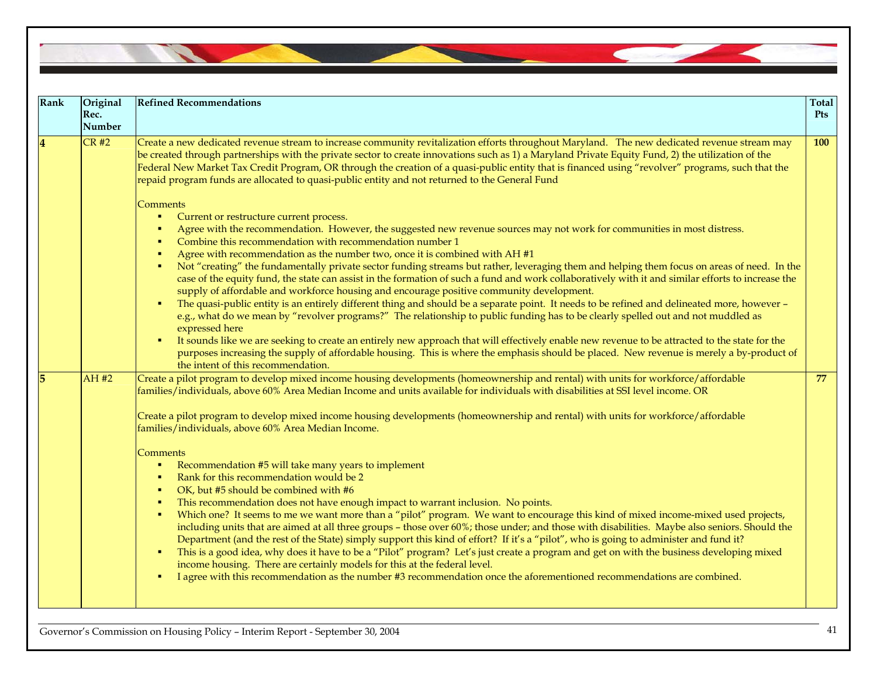| Rank | Original Rec. Number | Refined Recommendations | Total Pts |
|---|---|---|---|
| **4** | CR #2 | Create a new dedicated revenue stream to increase community revitalization efforts throughout Maryland. The new dedicated revenue stream may be created through partnerships with the private sector to create innovations such as 1) a Maryland Private Equity Fund, 2) the utilization of the Federal New Market Tax Credit Program, OR through the creation of a quasi-public entity that is financed using "revolver" programs, such that the repaid program funds are allocated to quasi-public entity and not returned to the General Fund<br><br>Comments<br>▪ Current or restructure current process.<br>▪ Agree with the recommendation. However, the suggested new revenue sources may not work for communities in most distress.<br>▪ Combine this recommendation with recommendation number 1<br>▪ Agree with recommendation as the number two, once it is combined with AH #1<br>▪ Not "creating" the fundamentally private sector funding streams but rather, leveraging them and helping them focus on areas of need. In the case of the equity fund, the state can assist in the formation of such a fund and work collaboratively with it and similar efforts to increase the supply of affordable and workforce housing and encourage positive community development.<br>▪ The quasi-public entity is an entirely different thing and should be a separate point. It needs to be refined and delineated more, however – e.g., what do we mean by "revolver programs?" The relationship to public funding has to be clearly spelled out and not muddled as expressed here<br>▪ It sounds like we are seeking to create an entirely new approach that will effectively enable new revenue to be attracted to the state for the purposes increasing the supply of affordable housing. This is where the emphasis should be placed. New revenue is merely a by-product of the intent of this recommendation. | **100** |
| **5** | AH #2 | Create a pilot program to develop mixed income housing developments (homeownership and rental) with units for workforce/affordable families/individuals, above 60% Area Median Income and units available for individuals with disabilities at SSI level income. OR<br><br>Create a pilot program to develop mixed income housing developments (homeownership and rental) with units for workforce/affordable families/individuals, above 60% Area Median Income.<br><br>Comments<br>▪ Recommendation #5 will take many years to implement<br>▪ Rank for this recommendation would be 2<br>▪ OK, but #5 should be combined with #6<br>▪ This recommendation does not have enough impact to warrant inclusion. No points.<br>▪ Which one? It seems to me we want more than a "pilot" program. We want to encourage this kind of mixed income-mixed used projects, including units that are aimed at all three groups – those over 60%; those under; and those with disabilities. Maybe also seniors. Should the Department (and the rest of the State) simply support this kind of effort? If it's a "pilot", who is going to administer and fund it?<br>▪ This is a good idea, why does it have to be a "Pilot" program? Let's just create a program and get on with the business developing mixed income housing. There are certainly models for this at the federal level.<br>▪ I agree with this recommendation as the number #3 recommendation once the aforementioned recommendations are combined. | **77** |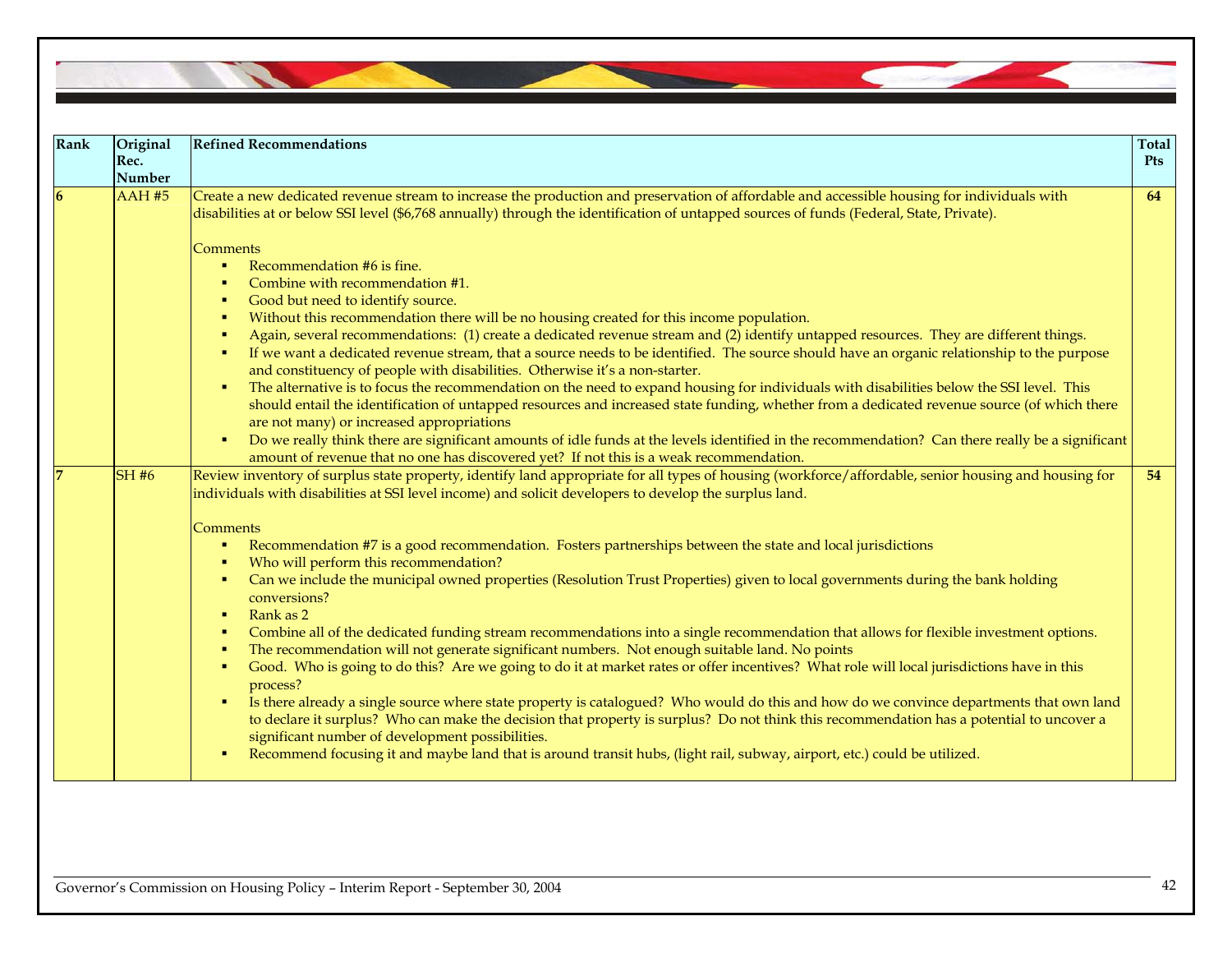| Rank | Original Rec. Number | Refined Recommendations | Total Pts |
|---|---|---|---|
| **6** | AAH #5 | Create a new dedicated revenue stream to increase the production and preservation of affordable and accessible housing for individuals with disabilities at or below SSI level ($6,768 annually) through the identification of untapped sources of funds (Federal, State, Private).<br><br>Comments<br>▪ Recommendation #6 is fine.<br>▪ Combine with recommendation #1.<br>▪ Good but need to identify source.<br>▪ Without this recommendation there will be no housing created for this income population.<br>▪ Again, several recommendations: (1) create a dedicated revenue stream and (2) identify untapped resources. They are different things.<br>▪ If we want a dedicated revenue stream, that a source needs to be identified. The source should have an organic relationship to the purpose and constituency of people with disabilities. Otherwise it's a non-starter.<br>▪ The alternative is to focus the recommendation on the need to expand housing for individuals with disabilities below the SSI level. This should entail the identification of untapped resources and increased state funding, whether from a dedicated revenue source (of which there are not many) or increased appropriations<br>▪ Do we really think there are significant amounts of idle funds at the levels identified in the recommendation? Can there really be a significant amount of revenue that no one has discovered yet? If not this is a weak recommendation. | **64** |
| **7** | SH #6 | Review inventory of surplus state property, identify land appropriate for all types of housing (workforce/affordable, senior housing and housing for individuals with disabilities at SSI level income) and solicit developers to develop the surplus land.<br><br>Comments<br>▪ Recommendation #7 is a good recommendation. Fosters partnerships between the state and local jurisdictions<br>▪ Who will perform this recommendation?<br>▪ Can we include the municipal owned properties (Resolution Trust Properties) given to local governments during the bank holding conversions?<br>▪ Rank as 2<br>▪ Combine all of the dedicated funding stream recommendations into a single recommendation that allows for flexible investment options.<br>▪ The recommendation will not generate significant numbers. Not enough suitable land. No points<br>▪ Good. Who is going to do this? Are we going to do it at market rates or offer incentives? What role will local jurisdictions have in this process?<br>▪ Is there already a single source where state property is catalogued? Who would do this and how do we convince departments that own land to declare it surplus? Who can make the decision that property is surplus? Do not think this recommendation has a potential to uncover a significant number of development possibilities.<br>▪ Recommend focusing it and maybe land that is around transit hubs, (light rail, subway, airport, etc.) could be utilized. | **54** |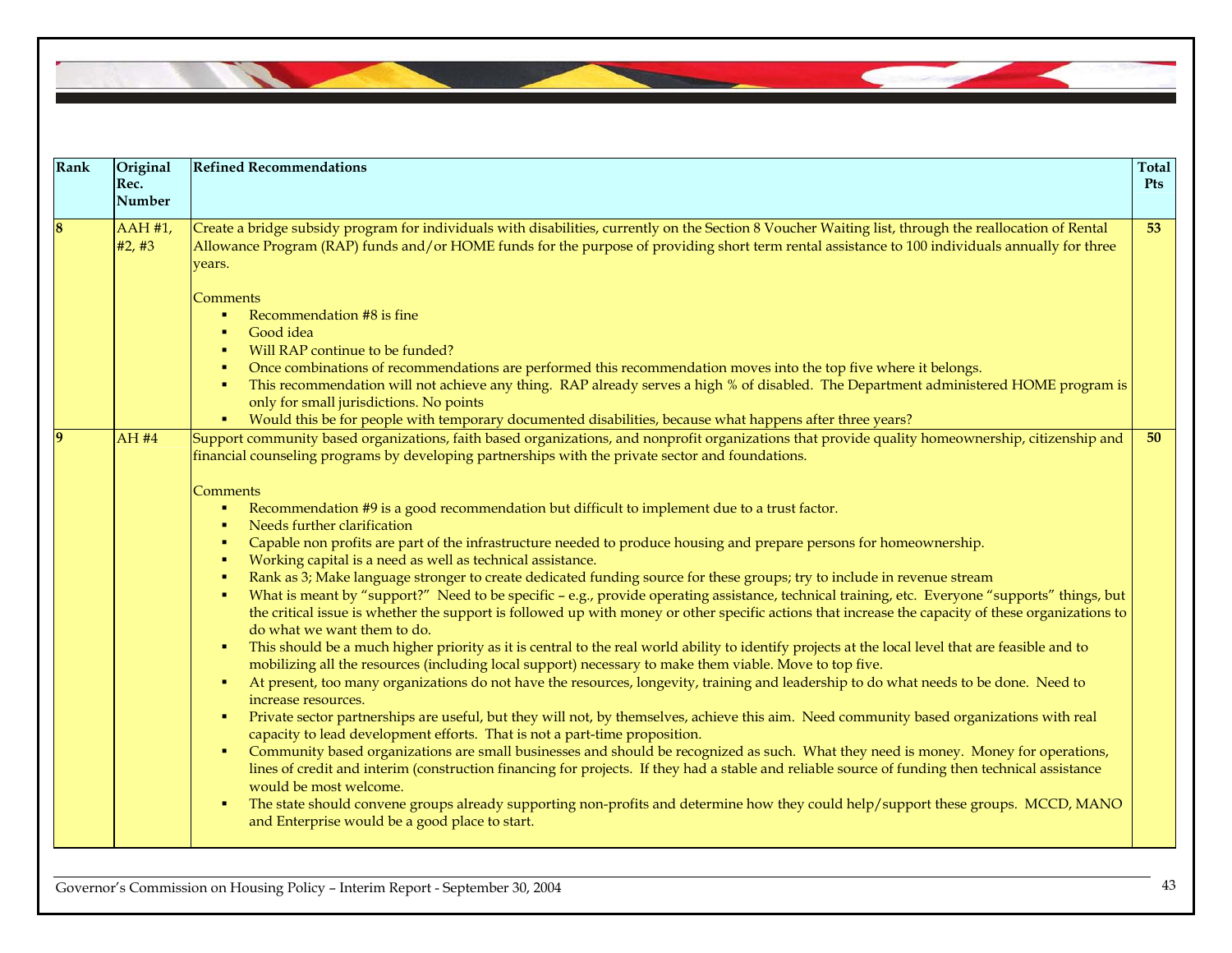| Rank | Original Rec. Number | Refined Recommendations | Total Pts |
|---|---|---|---|
| **8** | AAH #1, #2, #3 | Create a bridge subsidy program for individuals with disabilities, currently on the Section 8 Voucher Waiting list, through the reallocation of Rental Allowance Program (RAP) funds and/or HOME funds for the purpose of providing short term rental assistance to 100 individuals annually for three years.<br><br>Comments<br>▪ Recommendation #8 is fine<br>▪ Good idea<br>▪ Will RAP continue to be funded?<br>▪ Once combinations of recommendations are performed this recommendation moves into the top five where it belongs.<br>▪ This recommendation will not achieve any thing. RAP already serves a high % of disabled. The Department administered HOME program is only for small jurisdictions. No points<br>▪ Would this be for people with temporary documented disabilities, because what happens after three years? | **53** |
| **9** | AH #4 | Support community based organizations, faith based organizations, and nonprofit organizations that provide quality homeownership, citizenship and financial counseling programs by developing partnerships with the private sector and foundations.<br><br>Comments<br>▪ Recommendation #9 is a good recommendation but difficult to implement due to a trust factor.<br>▪ Needs further clarification<br>▪ Capable non profits are part of the infrastructure needed to produce housing and prepare persons for homeownership.<br>▪ Working capital is a need as well as technical assistance.<br>▪ Rank as 3; Make language stronger to create dedicated funding source for these groups; try to include in revenue stream<br>▪ What is meant by "support?" Need to be specific – e.g., provide operating assistance, technical training, etc. Everyone "supports" things, but the critical issue is whether the support is followed up with money or other specific actions that increase the capacity of these organizations to do what we want them to do.<br>▪ This should be a much higher priority as it is central to the real world ability to identify projects at the local level that are feasible and to mobilizing all the resources (including local support) necessary to make them viable. Move to top five.<br>▪ At present, too many organizations do not have the resources, longevity, training and leadership to do what needs to be done. Need to increase resources.<br>▪ Private sector partnerships are useful, but they will not, by themselves, achieve this aim. Need community based organizations with real capacity to lead development efforts. That is not a part-time proposition.<br>▪ Community based organizations are small businesses and should be recognized as such. What they need is money. Money for operations, lines of credit and interim (construction financing for projects. If they had a stable and reliable source of funding then technical assistance would be most welcome.<br>▪ The state should convene groups already supporting non-profits and determine how they could help/support these groups. MCCD, MANO and Enterprise would be a good place to start. | **50** |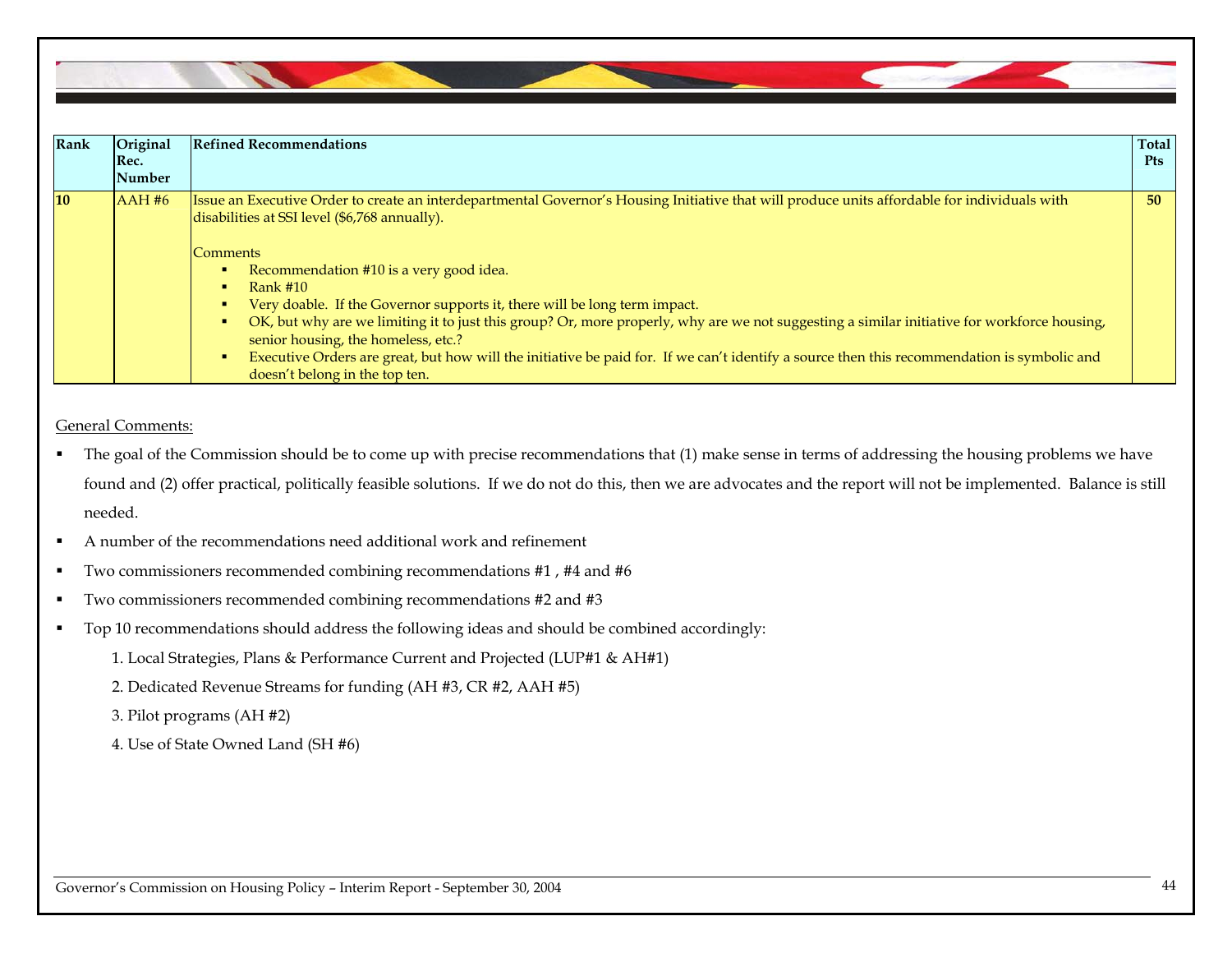| Rank | Original Rec. Number | Refined Recommendations | Total Pts |
|---|---|---|---|
| **10** | AAH #6 | Issue an Executive Order to create an interdepartmental Governor's Housing Initiative that will produce units affordable for individuals with disabilities at SSI level ($6,768 annually).<br><br>Comments<br>▪ Recommendation #10 is a very good idea.<br>▪ Rank #10<br>▪ Very doable. If the Governor supports it, there will be long term impact.<br>▪ OK, but why are we limiting it to just this group? Or, more properly, why are we not suggesting a similar initiative for workforce housing, senior housing, the homeless, etc.?<br>▪ Executive Orders are great, but how will the initiative be paid for. If we can't identify a source then this recommendation is symbolic and doesn't belong in the top ten. | **50** |

General Comments:

- The goal of the Commission should be to come up with precise recommendations that (1) make sense in terms of addressing the housing problems we have found and (2) offer practical, politically feasible solutions. If we do not do this, then we are advocates and the report will not be implemented. Balance is still needed.
- A number of the recommendations need additional work and refinement
- Two commissioners recommended combining recommendations #1 , #4 and #6
- Two commissioners recommended combining recommendations #2 and #3
- Top 10 recommendations should address the following ideas and should be combined accordingly:
  1. Local Strategies, Plans & Performance Current and Projected (LUP#1 & AH#1)
  2. Dedicated Revenue Streams for funding (AH #3, CR #2, AAH #5)
  3. Pilot programs (AH #2)
  4. Use of State Owned Land (SH #6)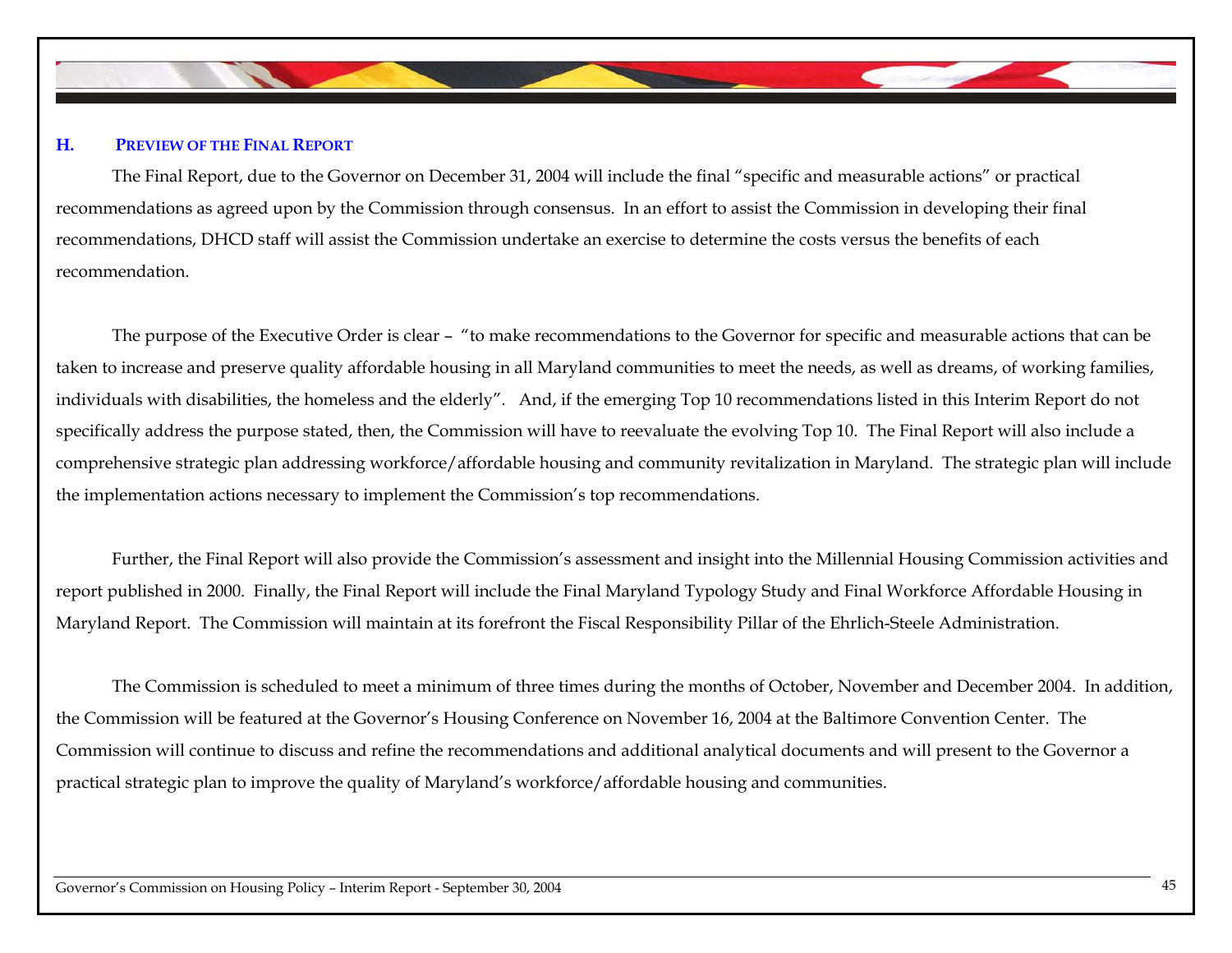## H. PREVIEW OF THE FINAL REPORT

The Final Report, due to the Governor on December 31, 2004 will include the final "specific and measurable actions" or practical recommendations as agreed upon by the Commission through consensus. In an effort to assist the Commission in developing their final recommendations, DHCD staff will assist the Commission undertake an exercise to determine the costs versus the benefits of each recommendation.

The purpose of the Executive Order is clear – "to make recommendations to the Governor for specific and measurable actions that can be taken to increase and preserve quality affordable housing in all Maryland communities to meet the needs, as well as dreams, of working families, individuals with disabilities, the homeless and the elderly". And, if the emerging Top 10 recommendations listed in this Interim Report do not specifically address the purpose stated, then, the Commission will have to reevaluate the evolving Top 10. The Final Report will also include a comprehensive strategic plan addressing workforce/affordable housing and community revitalization in Maryland. The strategic plan will include the implementation actions necessary to implement the Commission's top recommendations.

Further, the Final Report will also provide the Commission's assessment and insight into the Millennial Housing Commission activities and report published in 2000. Finally, the Final Report will include the Final Maryland Typology Study and Final Workforce Affordable Housing in Maryland Report. The Commission will maintain at its forefront the Fiscal Responsibility Pillar of the Ehrlich-Steele Administration.

The Commission is scheduled to meet a minimum of three times during the months of October, November and December 2004. In addition, the Commission will be featured at the Governor's Housing Conference on November 16, 2004 at the Baltimore Convention Center. The Commission will continue to discuss and refine the recommendations and additional analytical documents and will present to the Governor a practical strategic plan to improve the quality of Maryland's workforce/affordable housing and communities.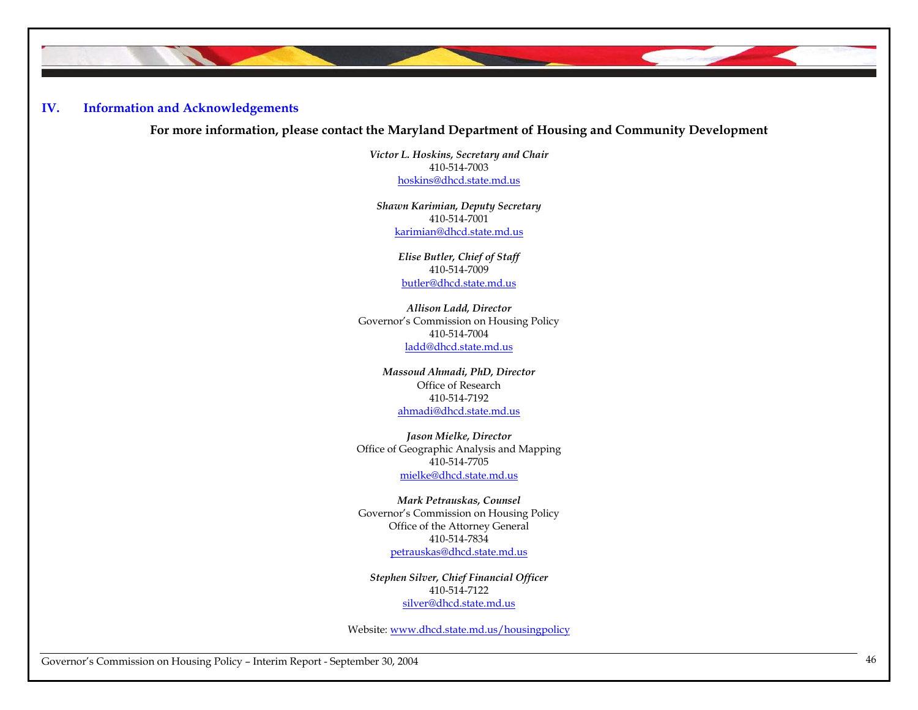## IV. Information and Acknowledgements

**For more information, please contact the Maryland Department of Housing and Community Development**

***Victor L. Hoskins, Secretary and Chair***
410-514-7003
hoskins@dhcd.state.md.us

***Shawn Karimian, Deputy Secretary***
410-514-7001
karimian@dhcd.state.md.us

***Elise Butler, Chief of Staff***
410-514-7009
butler@dhcd.state.md.us

***Allison Ladd, Director***
Governor's Commission on Housing Policy
410-514-7004
ladd@dhcd.state.md.us

***Massoud Ahmadi, PhD, Director***
Office of Research
410-514-7192
ahmadi@dhcd.state.md.us

***Jason Mielke, Director***
Office of Geographic Analysis and Mapping
410-514-7705
mielke@dhcd.state.md.us

***Mark Petrauskas, Counsel***
Governor's Commission on Housing Policy
Office of the Attorney General
410-514-7834
petrauskas@dhcd.state.md.us

***Stephen Silver, Chief Financial Officer***
410-514-7122
silver@dhcd.state.md.us

Website: www.dhcd.state.md.us/housingpolicy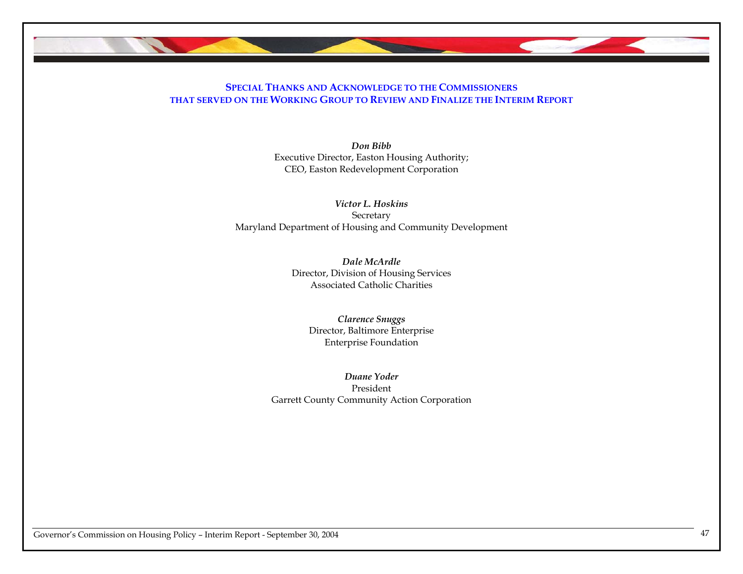## Special Thanks and Acknowledge to the Commissioners that served on the Working Group to Review and Finalize the Interim Report

***Don Bibb***
Executive Director, Easton Housing Authority;
CEO, Easton Redevelopment Corporation

***Victor L. Hoskins***
Secretary
Maryland Department of Housing and Community Development

***Dale McArdle***
Director, Division of Housing Services
Associated Catholic Charities

***Clarence Snuggs***
Director, Baltimore Enterprise
Enterprise Foundation

***Duane Yoder***
President
Garrett County Community Action Corporation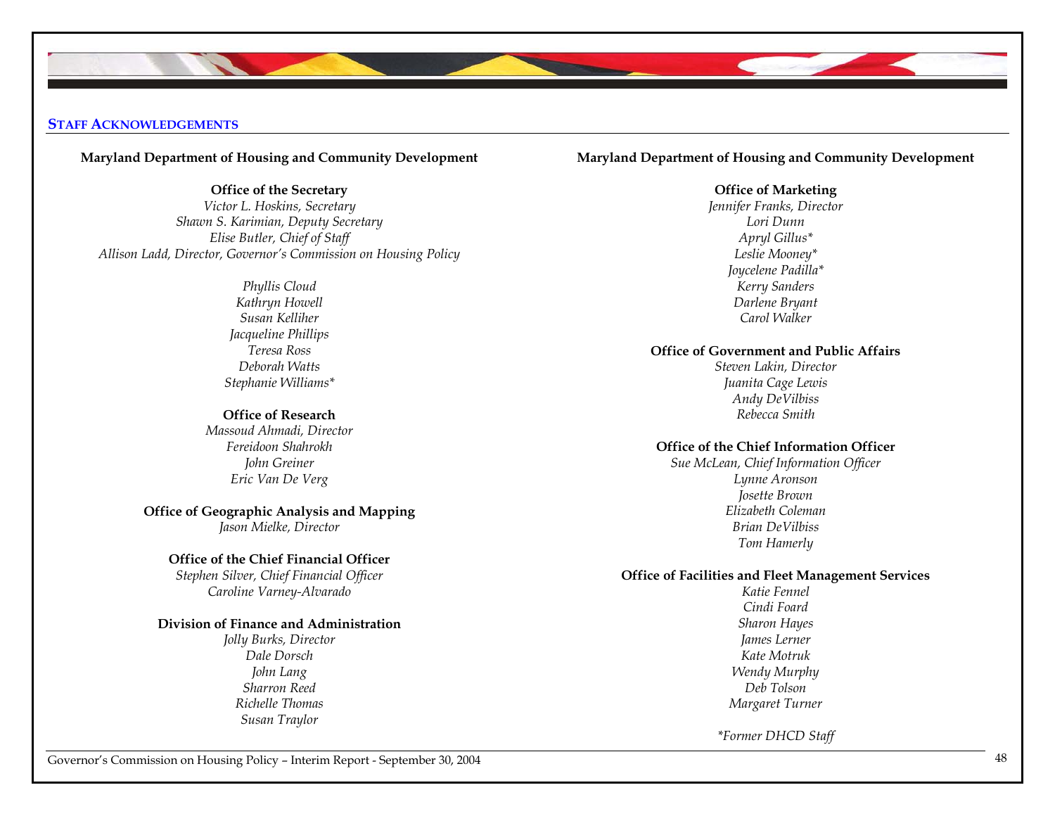## STAFF ACKNOWLEDGEMENTS

**Maryland Department of Housing and Community Development**

**Office of the Secretary**
*Victor L. Hoskins, Secretary*
*Shawn S. Karimian, Deputy Secretary*
*Elise Butler, Chief of Staff*
*Allison Ladd, Director, Governor's Commission on Housing Policy*

*Phyllis Cloud*
*Kathryn Howell*
*Susan Kelliher*
*Jacqueline Phillips*
*Teresa Ross*
*Deborah Watts*
*Stephanie Williams**

**Office of Research**
*Massoud Ahmadi, Director*
*Fereidoon Shahrokh*
*John Greiner*
*Eric Van De Verg*

**Office of Geographic Analysis and Mapping**
*Jason Mielke, Director*

**Office of the Chief Financial Officer**
*Stephen Silver, Chief Financial Officer*
*Caroline Varney-Alvarado*

**Division of Finance and Administration**
*Jolly Burks, Director*
*Dale Dorsch*
*John Lang*
*Sharron Reed*
*Richelle Thomas*
*Susan Traylor*

**Maryland Department of Housing and Community Development**

**Office of Marketing**
*Jennifer Franks, Director*
*Lori Dunn*
*Apryl Gillus**
*Leslie Mooney**
*Joycelene Padilla**
*Kerry Sanders*
*Darlene Bryant*
*Carol Walker*

**Office of Government and Public Affairs**
*Steven Lakin, Director*
*Juanita Cage Lewis*
*Andy DeVilbiss*
*Rebecca Smith*

**Office of the Chief Information Officer**
*Sue McLean, Chief Information Officer*
*Lynne Aronson*
*Josette Brown*
*Elizabeth Coleman*
*Brian DeVilbiss*
*Tom Hamerly*

**Office of Facilities and Fleet Management Services**
*Katie Fennel*
*Cindi Foard*
*Sharon Hayes*
*James Lerner*
*Kate Motruk*
*Wendy Murphy*
*Deb Tolson*
*Margaret Turner*

**Former DHCD Staff*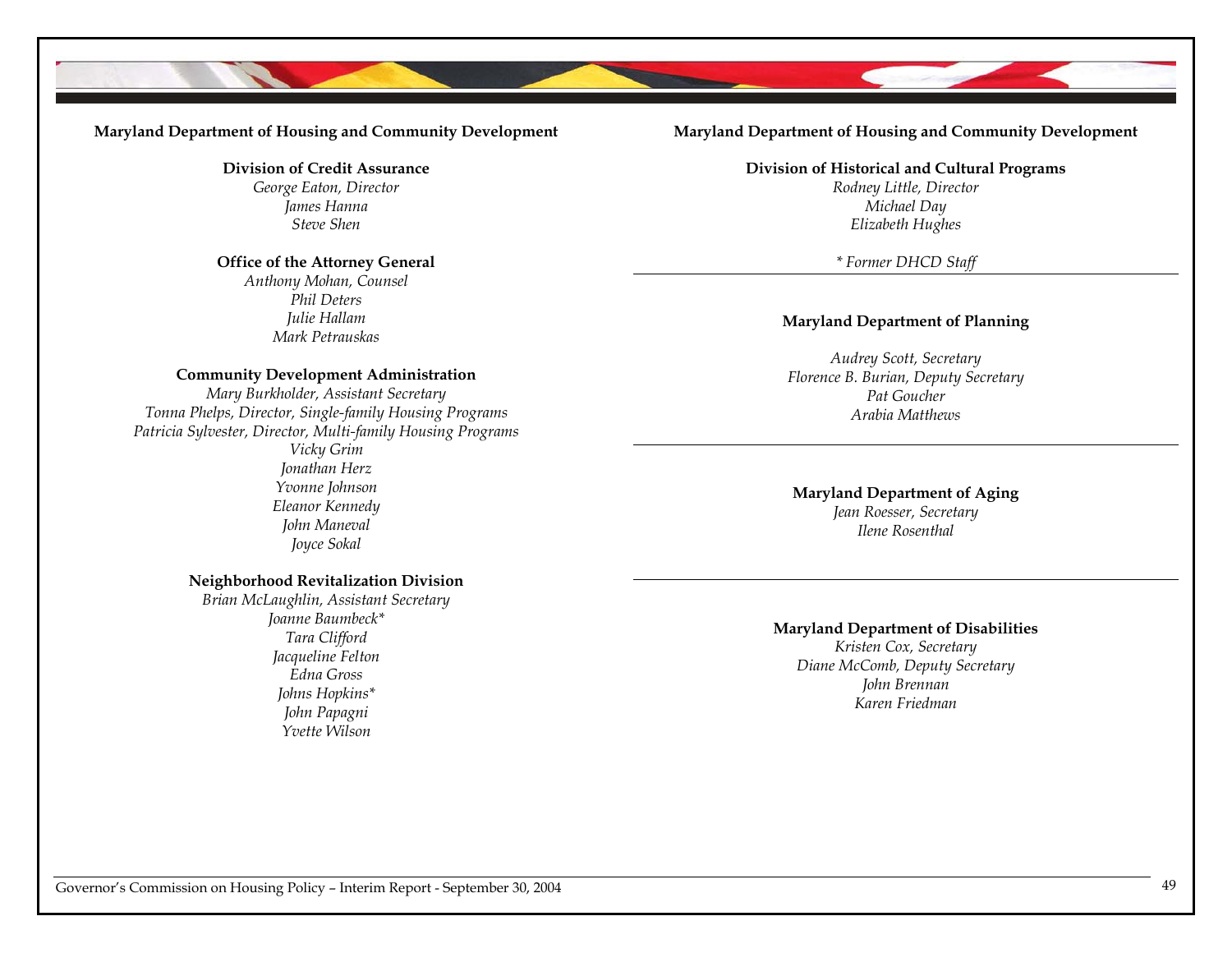## Maryland Department of Housing and Community Development

### Division of Credit Assurance

*George Eaton, Director*
*James Hanna*
*Steve Shen*

### Office of the Attorney General

*Anthony Mohan, Counsel*
*Phil Deters*
*Julie Hallam*
*Mark Petrauskas*

### Community Development Administration

*Mary Burkholder, Assistant Secretary*
*Tonna Phelps, Director, Single-family Housing Programs*
*Patricia Sylvester, Director, Multi-family Housing Programs*
*Vicky Grim*
*Jonathan Herz*
*Yvonne Johnson*
*Eleanor Kennedy*
*John Maneval*
*Joyce Sokal*

### Neighborhood Revitalization Division

*Brian McLaughlin, Assistant Secretary*
*Joanne Baumbeck**
*Tara Clifford*
*Jacqueline Felton*
*Edna Gross*
*Johns Hopkins**
*John Papagni*
*Yvette Wilson*

## Maryland Department of Housing and Community Development

### Division of Historical and Cultural Programs

*Rodney Little, Director*
*Michael Day*
*Elizabeth Hughes*

*\* Former DHCD Staff*

---

## Maryland Department of Planning

*Audrey Scott, Secretary*
*Florence B. Burian, Deputy Secretary*
*Pat Goucher*
*Arabia Matthews*

---

## Maryland Department of Aging

*Jean Roesser, Secretary*
*Ilene Rosenthal*

---

## Maryland Department of Disabilities

*Kristen Cox, Secretary*
*Diane McComb, Deputy Secretary*
*John Brennan*
*Karen Friedman*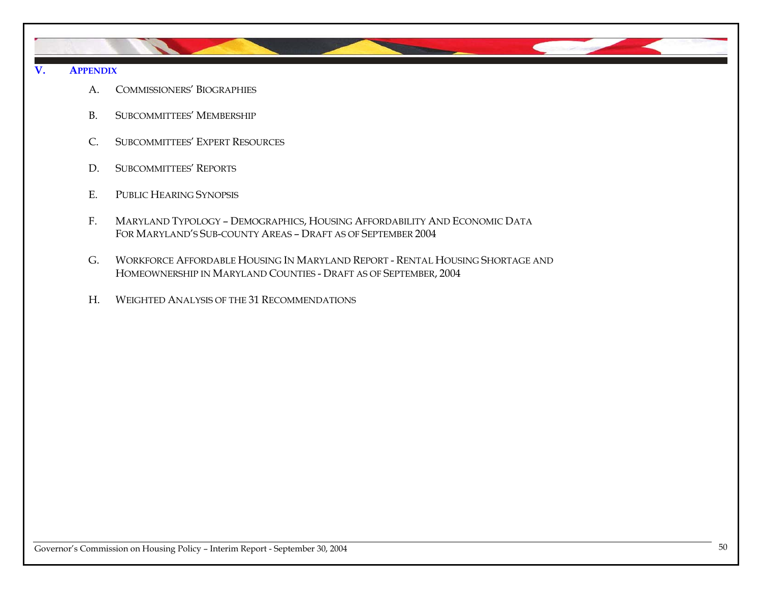## V. APPENDIX

A. COMMISSIONERS' BIOGRAPHIES

B. SUBCOMMITTEES' MEMBERSHIP

C. SUBCOMMITTEES' EXPERT RESOURCES

D. SUBCOMMITTEES' REPORTS

E. PUBLIC HEARING SYNOPSIS

F. MARYLAND TYPOLOGY – DEMOGRAPHICS, HOUSING AFFORDABILITY AND ECONOMIC DATA FOR MARYLAND'S SUB-COUNTY AREAS – DRAFT AS OF SEPTEMBER 2004

G. WORKFORCE AFFORDABLE HOUSING IN MARYLAND REPORT - RENTAL HOUSING SHORTAGE AND HOMEOWNERSHIP IN MARYLAND COUNTIES - DRAFT AS OF SEPTEMBER, 2004

H. WEIGHTED ANALYSIS OF THE 31 RECOMMENDATIONS